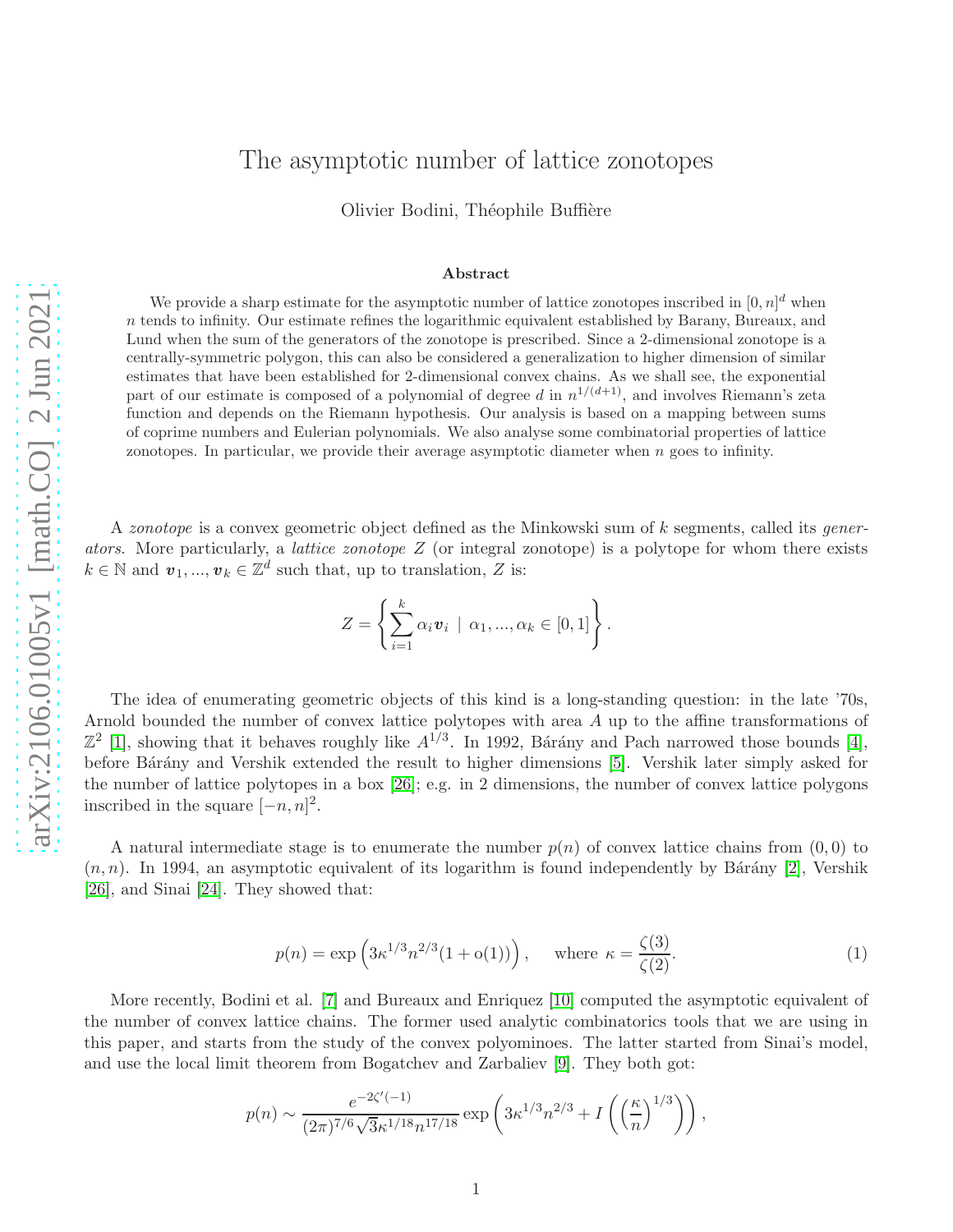# The asymptotic number of lattice zonotopes

Olivier Bodini, Théophile Buffière

### Abstract

We provide a sharp estimate for the asymptotic number of lattice zonotopes inscribed in $[0,n]^d$ when $n$ tends to infinity. Our estimate refines the logarithmic equivalent established by Barany, Bureaux, and Lund when the sum of the generators of the zonotope is prescribed. Since a 2-dimensional zonotope is a centrally-symmetric polygon, this can also be considered a generalization to higher dimension of similar estimates that have been established for 2-dimensional convex chains. As we shall see, the exponential part of our estimate is composed of a polynomial of degree $d$ in $n^{1/(d+1)}$, and involves Riemann's zeta function and depends on the Riemann hypothesis. Our analysis is based on a mapping between sums of coprime numbers and Eulerian polynomials. We also analyse some combinatorial properties of lattice zonotopes. In particular, we provide their average asymptotic diameter when $n$ goes to infinity.

A *zonotope* is a convex geometric object defined as the Minkowski sum of $k$ segments, called its *generators*. More particularly, a *lattice zonotope* $Z$ (or integral zonotope) is a polytope for whom there exists $k \in \mathbb{N}$ and $\boldsymbol{v}_1, ..., \boldsymbol{v}_k \in \mathbb{Z}^d$ such that, up to translation, $Z$ is:

$$Z = \left\{ \sum_{i=1}^{k} \alpha_i \boldsymbol{v}_i \ \mid \ \alpha_1, ..., \alpha_k \in [0,1] \right\}.$$

The idea of enumerating geometric objects of this kind is a long-standing question: in the late '70s, Arnold bounded the number of convex lattice polytopes with area $A$ up to the affine transformations of $\mathbb{Z}^2$ [1], showing that it behaves roughly like $A^{1/3}$. In 1992, Bárány and Pach narrowed those bounds [4], before Bárány and Vershik extended the result to higher dimensions [5]. Vershik later simply asked for the number of lattice polytopes in a box [26]; e.g. in 2 dimensions, the number of convex lattice polygons inscribed in the square $[-n,n]^2$.

A natural intermediate stage is to enumerate the number $p(n)$ of convex lattice chains from $(0,0)$ to $(n,n)$. In 1994, an asymptotic equivalent of its logarithm is found independently by Bárány [2], Vershik [26], and Sinai [24]. They showed that:

$$p(n) = \exp\left(3\kappa^{1/3} n^{2/3} (1 + \mathrm{o}(1))\right), \qquad \text{where } \kappa = \frac{\zeta(3)}{\zeta(2)}. \tag{1}$$

More recently, Bodini et al. [7] and Bureaux and Enriquez [10] computed the asymptotic equivalent of the number of convex lattice chains. The former used analytic combinatorics tools that we are using in this paper, and starts from the study of the convex polyominoes. The latter started from Sinai's model, and use the local limit theorem from Bogatchev and Zarbaliev [9]. They both got:

$$p(n) \sim \frac{e^{-2\zeta'(-1)}}{(2\pi)^{7/6} \sqrt{3} \kappa^{1/18} n^{17/18}} \exp\left(3\kappa^{1/3} n^{2/3} + I\left(\left(\frac{\kappa}{n}\right)^{1/3}\right)\right),$$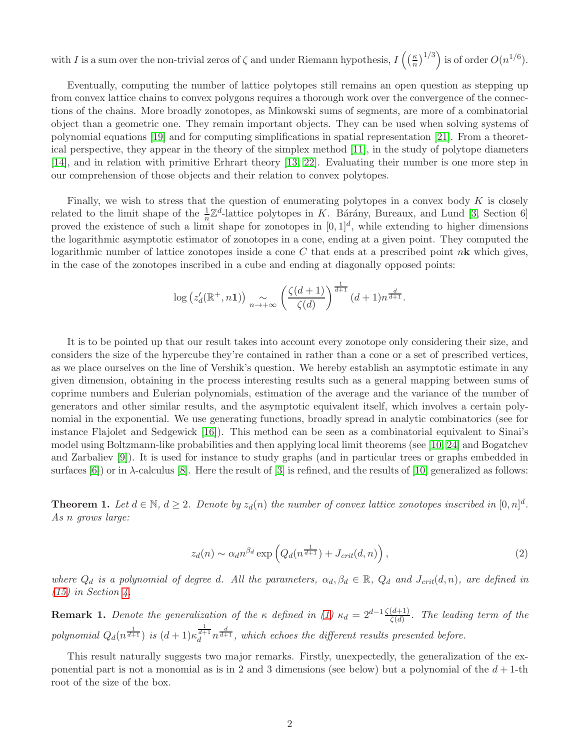with $I$ is a sum over the non-trivial zeros of $\zeta$ and under Riemann hypothesis, $I\left(\left(\frac{\kappa}{n}\right)^{1/3}\right)$ is of order $O(n^{1/6})$.

Eventually, computing the number of lattice polytopes still remains an open question as stepping up from convex lattice chains to convex polygons requires a thorough work over the convergence of the connections of the chains. More broadly zonotopes, as Minkowski sums of segments, are more of a combinatorial object than a geometric one. They remain important objects. They can be used when solving systems of polynomial equations [19] and for computing simplifications in spatial representation [21]. From a theoretical perspective, they appear in the theory of the simplex method [11], in the study of polytope diameters [14], and in relation with primitive Erhart theory [13, 22]. Evaluating their number is one more step in our comprehension of those objects and their relation to convex polytopes.

Finally, we wish to stress that the question of enumerating polytopes in a convex body $K$ is closely related to the limit shape of the $\frac{1}{n}\mathbb{Z}^d$-lattice polytopes in $K$. Bárány, Bureaux, and Lund [3, Section 6] proved the existence of such a limit shape for zonotopes in $[0,1]^d$, while extending to higher dimensions the logarithmic asymptotic estimator of zonotopes in a cone, ending at a given point. They computed the logarithmic number of lattice zonotopes inside a cone $C$ that ends at a prescribed point $n\mathbf{k}$ which gives, in the case of the zonotopes inscribed in a cube and ending at diagonally opposed points:

$$\log\left(z'_d(\mathbb{R}^+, n\mathbf{1})\right) \underset{n\to+\infty}{\sim} \left(\frac{\zeta(d+1)}{\zeta(d)}\right)^{\frac{1}{d+1}} (d+1) n^{\frac{d}{d+1}}.$$

It is to be pointed up that our result takes into account every zonotope only considering their size, and considers the size of the hypercube they're contained in rather than a cone or a set of prescribed vertices, as we place ourselves on the line of Vershik's question. We hereby establish an asymptotic estimate in any given dimension, obtaining in the process interesting results such as a general mapping between sums of coprime numbers and Eulerian polynomials, estimation of the average and the variance of the number of generators and other similar results, and the asymptotic equivalent itself, which involves a certain polynomial in the exponential. We use generating functions, broadly spread in analytic combinatorics (see for instance Flajolet and Sedgewick [16]). This method can be seen as a combinatorial equivalent to Sinai's model using Boltzmann-like probabilities and then applying local limit theorems (see [10, 24] and Bogatchev and Zarbaliev [9]). It is used for instance to study graphs (and in particular trees or graphs embedded in surfaces [6]) or in $\lambda$-calculus [8]. Here the result of [3] is refined, and the results of [10] generalized as follows:

**Theorem 1.** *Let $d \in \mathbb{N}$, $d \geq 2$. Denote by $z_d(n)$ the number of convex lattice zonotopes inscribed in $[0,n]^d$. As $n$ grows large:*

$$z_d(n) \sim \alpha_d n^{\beta_d} \exp\left(Q_d(n^{\frac{1}{d+1}}) + J_{crit}(d,n)\right), \tag{2}$$

*where $Q_d$ is a polynomial of degree $d$. All the parameters, $\alpha_d, \beta_d \in \mathbb{R}$, $Q_d$ and $J_{crit}(d,n)$, are defined in (15) in Section 4.*

**Remark 1.** *Denote the generalization of the $\kappa$ defined in (1) $\kappa_d = 2^{d-1}\frac{\zeta(d+1)}{\zeta(d)}$. The leading term of the polynomial $Q_d(n^{\frac{1}{d+1}})$ is $(d+1)\kappa_d^{\frac{1}{d+1}} n^{\frac{d}{d+1}}$, which echoes the different results presented before.*

This result naturally suggests two major remarks. Firstly, unexpectedly, the generalization of the exponential part is not a monomial as is in 2 and 3 dimensions (see below) but a polynomial of the $d+1$-th root of the size of the box.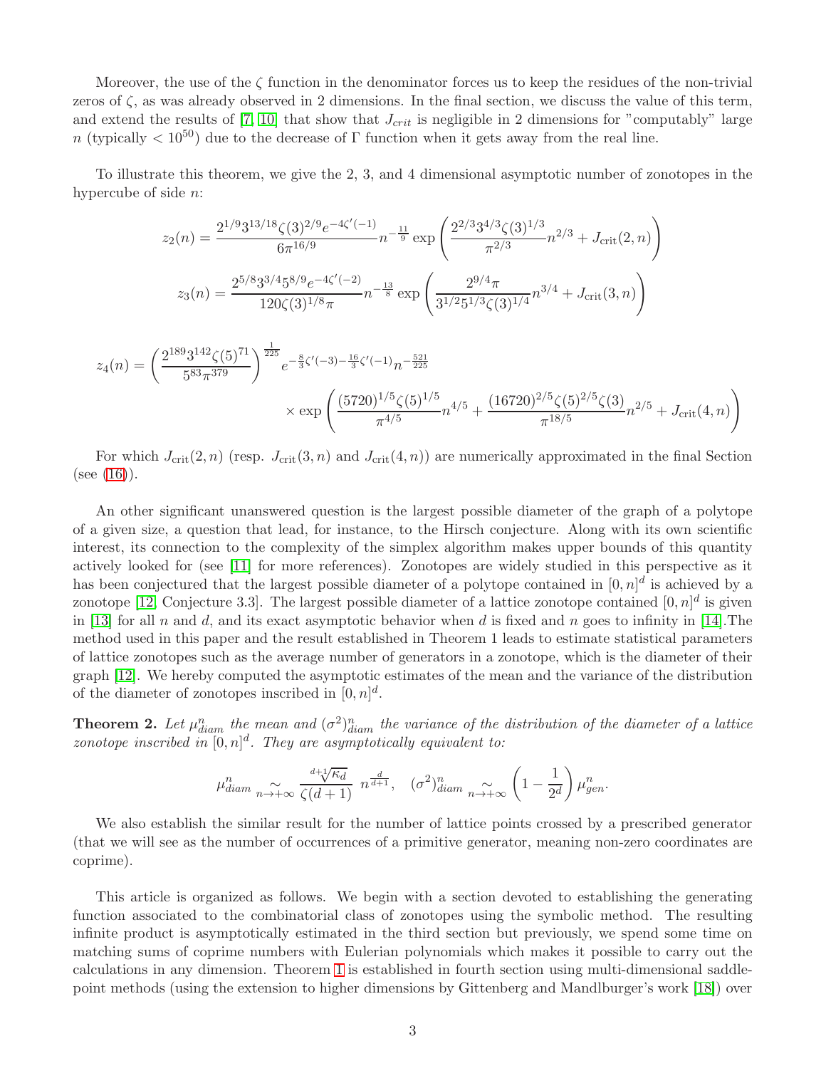Moreover, the use of the $\zeta$ function in the denominator forces us to keep the residues of the non-trivial zeros of $\zeta$, as was already observed in 2 dimensions. In the final section, we discuss the value of this term, and extend the results of [7, 10] that show that $J_{crit}$ is negligible in 2 dimensions for "computably" large $n$ (typically $< 10^{50}$) due to the decrease of $\Gamma$ function when it gets away from the real line.

To illustrate this theorem, we give the 2, 3, and 4 dimensional asymptotic number of zonotopes in the hypercube of side $n$:

$$z_2(n) = \frac{2^{1/9}3^{13/18}\zeta(3)^{2/9}e^{-4\zeta'(-1)}}{6\pi^{16/9}} n^{-\frac{11}{9}} \exp\left(\frac{2^{2/3}3^{4/3}\zeta(3)^{1/3}}{\pi^{2/3}} n^{2/3} + J_{\text{crit}}(2,n)\right)$$

$$z_3(n) = \frac{2^{5/8}3^{3/4}5^{8/9}e^{-4\zeta'(-2)}}{120\zeta(3)^{1/8}\pi} n^{-\frac{13}{8}} \exp\left(\frac{2^{9/4}\pi}{3^{1/2}5^{1/3}\zeta(3)^{1/4}} n^{3/4} + J_{\text{crit}}(3,n)\right)$$

$$z_4(n) = \left(\frac{2^{189}3^{142}\zeta(5)^{71}}{5^{83}\pi^{379}}\right)^{\frac{1}{225}} e^{-\frac{8}{3}\zeta'(-3)-\frac{16}{3}\zeta'(-1)} n^{-\frac{521}{225}} \times \exp\left(\frac{(5720)^{1/5}\zeta(5)^{1/5}}{\pi^{4/5}} n^{4/5} + \frac{(16720)^{2/5}\zeta(5)^{2/5}\zeta(3)}{\pi^{18/5}} n^{2/5} + J_{\text{crit}}(4,n)\right)$$

For which $J_{\text{crit}}(2,n)$ (resp. $J_{\text{crit}}(3,n)$ and $J_{\text{crit}}(4,n)$) are numerically approximated in the final Section (see (16)).

An other significant unanswered question is the largest possible diameter of the graph of a polytope of a given size, a question that lead, for instance, to the Hirsch conjecture. Along with its own scientific interest, its connection to the complexity of the simplex algorithm makes upper bounds of this quantity actively looked for (see [11] for more references). Zonotopes are widely studied in this perspective as it has been conjectured that the largest possible diameter of a polytope contained in $[0,n]^d$ is achieved by a zonotope [12, Conjecture 3.3]. The largest possible diameter of a lattice zonotope contained $[0,n]^d$ is given in [13] for all $n$ and $d$, and its exact asymptotic behavior when $d$ is fixed and $n$ goes to infinity in [14]. The method used in this paper and the result established in Theorem 1 leads to estimate statistical parameters of lattice zonotopes such as the average number of generators in a zonotope, which is the diameter of their graph [12]. We hereby computed the asymptotic estimates of the mean and the variance of the distribution of the diameter of zonotopes inscribed in $[0,n]^d$.

**Theorem 2.** *Let $\mu^n_{diam}$ the mean and $(\sigma^2)^n_{diam}$ the variance of the distribution of the diameter of a lattice zonotope inscribed in $[0,n]^d$. They are asymptotically equivalent to:*

$$\mu^n_{diam} \underset{n\to+\infty}{\sim} \frac{\sqrt[d+1]{\kappa_d}}{\zeta(d+1)}\; n^{\frac{d}{d+1}}, \quad (\sigma^2)^n_{diam} \underset{n\to+\infty}{\sim} \left(1 - \frac{1}{2^d}\right)\mu^n_{gen}.$$

We also establish the similar result for the number of lattice points crossed by a prescribed generator (that we will see as the number of occurrences of a primitive generator, meaning non-zero coordinates are coprime).

This article is organized as follows. We begin with a section devoted to establishing the generating function associated to the combinatorial class of zonotopes using the symbolic method. The resulting infinite product is asymptotically estimated in the third section but previously, we spend some time on matching sums of coprime numbers with Eulerian polynomials which makes it possible to carry out the calculations in any dimension. Theorem 1 is established in fourth section using multi-dimensional saddle-point methods (using the extension to higher dimensions by Gittenberg and Mandlburger's work [18]) over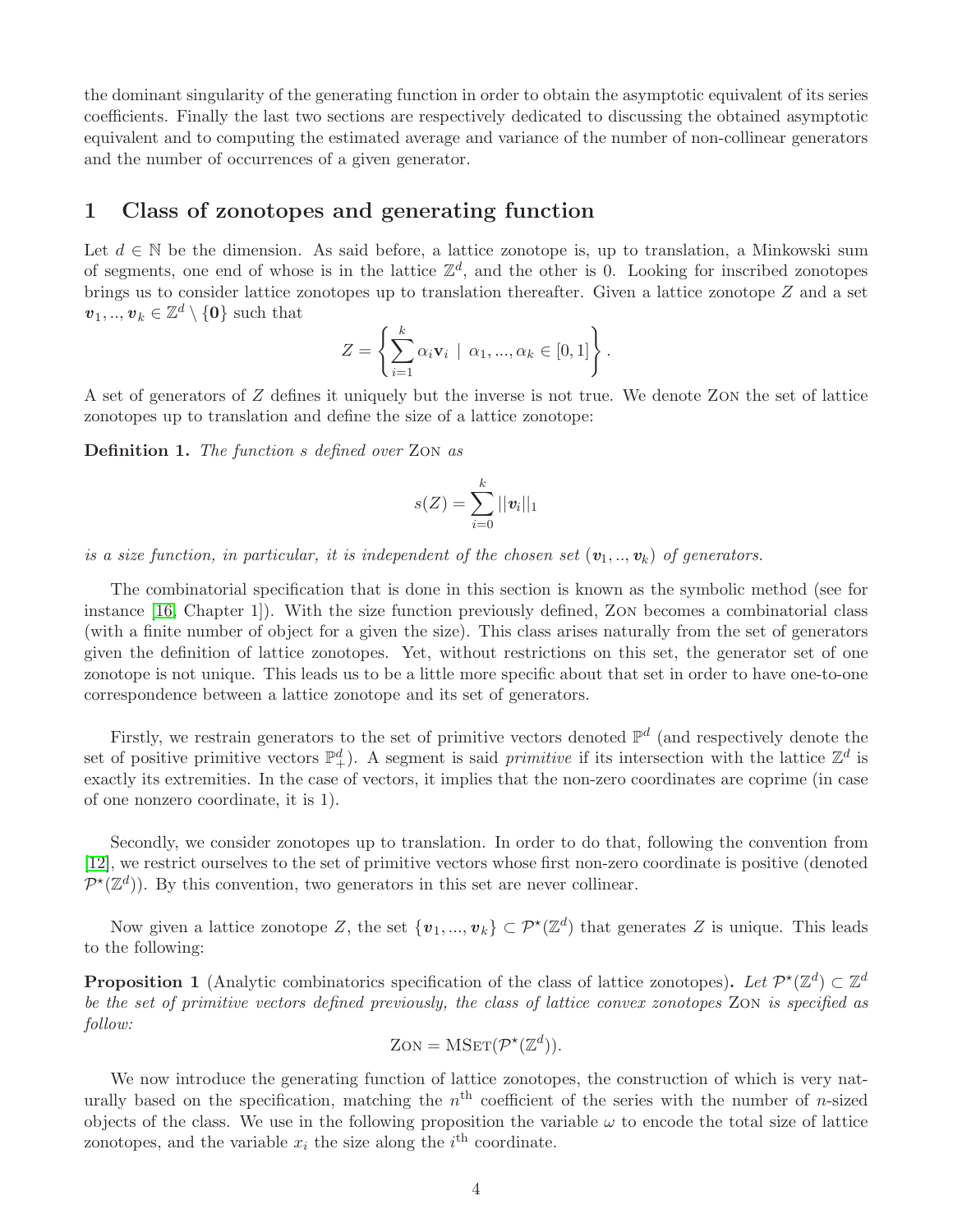the dominant singularity of the generating function in order to obtain the asymptotic equivalent of its series coefficients. Finally the last two sections are respectively dedicated to discussing the obtained asymptotic equivalent and to computing the estimated average and variance of the number of non-collinear generators and the number of occurrences of a given generator.

# 1 Class of zonotopes and generating function

Let $d \in \mathbb{N}$ be the dimension. As said before, a lattice zonotope is, up to translation, a Minkowski sum of segments, one end of whose is in the lattice $\mathbb{Z}^d$, and the other is 0. Looking for inscribed zonotopes brings us to consider lattice zonotopes up to translation thereafter. Given a lattice zonotope $Z$ and a set $\boldsymbol{v}_1, .., \boldsymbol{v}_k \in \mathbb{Z}^d \setminus \{\boldsymbol{0}\}$ such that

$$Z = \left\{ \sum_{i=1}^{k} \alpha_i \mathbf{v}_i \ \middle|\ \alpha_1, ..., \alpha_k \in [0,1] \right\}.$$

A set of generators of $Z$ defines it uniquely but the inverse is not true. We denote Zon the set of lattice zonotopes up to translation and define the size of a lattice zonotope:

**Definition 1.** *The function $s$ defined over* Zon *as*

$$s(Z) = \sum_{i=0}^{k} ||\boldsymbol{v}_i||_1$$

*is a size function, in particular, it is independent of the chosen set $(\boldsymbol{v}_1, .., \boldsymbol{v}_k)$ of generators.*

The combinatorial specification that is done in this section is known as the symbolic method (see for instance [16, Chapter 1]). With the size function previously defined, Zon becomes a combinatorial class (with a finite number of object for a given the size). This class arises naturally from the set of generators given the definition of lattice zonotopes. Yet, without restrictions on this set, the generator set of one zonotope is not unique. This leads us to be a little more specific about that set in order to have one-to-one correspondence between a lattice zonotope and its set of generators.

Firstly, we restrain generators to the set of primitive vectors denoted $\mathbb{P}^d$ (and respectively denote the set of positive primitive vectors $\mathbb{P}^d_+$). A segment is said *primitive* if its intersection with the lattice $\mathbb{Z}^d$ is exactly its extremities. In the case of vectors, it implies that the non-zero coordinates are coprime (in case of one nonzero coordinate, it is 1).

Secondly, we consider zonotopes up to translation. In order to do that, following the convention from [12], we restrict ourselves to the set of primitive vectors whose first non-zero coordinate is positive (denoted $\mathcal{P}^\star(\mathbb{Z}^d)$). By this convention, two generators in this set are never collinear.

Now given a lattice zonotope $Z$, the set $\{\boldsymbol{v}_1, ..., \boldsymbol{v}_k\} \subset \mathcal{P}^\star(\mathbb{Z}^d)$ that generates $Z$ is unique. This leads to the following:

**Proposition 1** (Analytic combinatorics specification of the class of lattice zonotopes)**.** *Let $\mathcal{P}^\star(\mathbb{Z}^d) \subset \mathbb{Z}^d$ be the set of primitive vectors defined previously, the class of lattice convex zonotopes* Zon *is specified as follow:*

$$\text{Zon} = \text{MSet}(\mathcal{P}^\star(\mathbb{Z}^d)).$$

We now introduce the generating function of lattice zonotopes, the construction of which is very naturally based on the specification, matching the $n^{\text{th}}$ coefficient of the series with the number of $n$-sized objects of the class. We use in the following proposition the variable $\omega$ to encode the total size of lattice zonotopes, and the variable $x_i$ the size along the $i^{\text{th}}$ coordinate.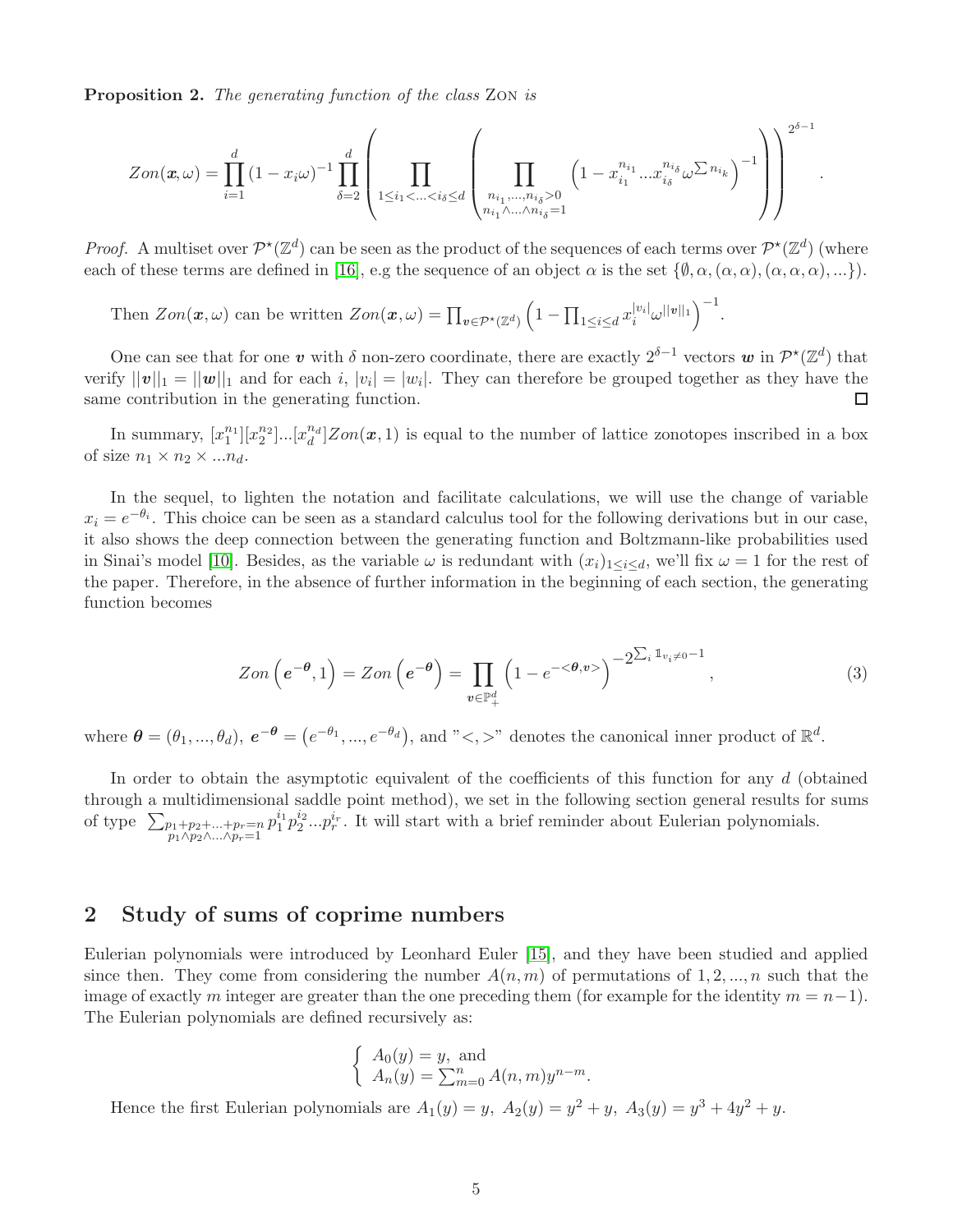**Proposition 2.** *The generating function of the class* Zon *is*

$$Zon(\boldsymbol{x},\omega) = \prod_{i=1}^{d}(1-x_i\omega)^{-1}\prod_{\delta=2}^{d}\left(\prod_{1\leq i_1<...<i_\delta\leq d}\left(\prod_{\substack{n_{i_1},...,n_{i_\delta}>0\\ n_{i_1}\wedge...\wedge n_{i_\delta}=1}}\left(1-x_{i_1}^{n_{i_1}}...x_{i_\delta}^{n_{i_\delta}}\omega^{\sum n_{i_k}}\right)^{-1}\right)\right)^{2^{\delta-1}}.$$

*Proof.* A multiset over $\mathcal{P}^\star(\mathbb{Z}^d)$ can be seen as the product of the sequences of each terms over $\mathcal{P}^\star(\mathbb{Z}^d)$ (where each of these terms are defined in [16], e.g the sequence of an object $\alpha$ is the set $\{\emptyset, \alpha, (\alpha,\alpha), (\alpha,\alpha,\alpha), ...\}$).

Then $Zon(\boldsymbol{x},\omega)$ can be written $Zon(\boldsymbol{x},\omega) = \prod_{\boldsymbol{v}\in\mathcal{P}^\star(\mathbb{Z}^d)}\left(1-\prod_{1\leq i\leq d}x_i^{|v_i|}\omega^{||\boldsymbol{v}||_1}\right)^{-1}$.

One can see that for one $\boldsymbol{v}$ with $\delta$ non-zero coordinate, there are exactly $2^{\delta-1}$ vectors $\boldsymbol{w}$ in $\mathcal{P}^\star(\mathbb{Z}^d)$ that verify $||\boldsymbol{v}||_1 = ||\boldsymbol{w}||_1$ and for each $i$, $|v_i| = |w_i|$. They can therefore be grouped together as they have the same contribution in the generating function. ◻

In summary, $[x_1^{n_1}][x_2^{n_2}]...[x_d^{n_d}]Zon(\boldsymbol{x},1)$ is equal to the number of lattice zonotopes inscribed in a box of size $n_1\times n_2\times ...n_d$.

In the sequel, to lighten the notation and facilitate calculations, we will use the change of variable $x_i = e^{-\theta_i}$. This choice can be seen as a standard calculus tool for the following derivations but in our case, it also shows the deep connection between the generating function and Boltzmann-like probabilities used in Sinai's model [10]. Besides, as the variable $\omega$ is redundant with $(x_i)_{1\leq i\leq d}$, we'll fix $\omega = 1$ for the rest of the paper. Therefore, in the absence of further information in the beginning of each section, the generating function becomes

$$Zon\left(\boldsymbol{e}^{-\boldsymbol{\theta}},1\right) = Zon\left(\boldsymbol{e}^{-\boldsymbol{\theta}}\right) = \prod_{\boldsymbol{v}\in\mathbb{P}_+^d}\left(1-e^{-<\boldsymbol{\theta},\boldsymbol{v}>}\right)^{-2^{\sum_i \mathbb{1}_{v_i\neq 0}-1}}, \tag{3}$$

where $\boldsymbol{\theta} = (\theta_1,...,\theta_d)$, $\boldsymbol{e}^{-\boldsymbol{\theta}} = \left(e^{-\theta_1},...,e^{-\theta_d}\right)$, and "$<,>$" denotes the canonical inner product of $\mathbb{R}^d$.

In order to obtain the asymptotic equivalent of the coefficients of this function for any $d$ (obtained through a multidimensional saddle point method), we set in the following section general results for sums of type $\sum_{\substack{p_1+p_2+...+p_r=n\\ p_1\wedge p_2\wedge...\wedge p_r=1}} p_1^{i_1}p_2^{i_2}...p_r^{i_r}$. It will start with a brief reminder about Eulerian polynomials.

## 2 Study of sums of coprime numbers

Eulerian polynomials were introduced by Leonhard Euler [15], and they have been studied and applied since then. They come from considering the number $A(n,m)$ of permutations of $1,2,...,n$ such that the image of exactly $m$ integer are greater than the one preceding them (for example for the identity $m = n-1$). The Eulerian polynomials are defined recursively as:

$$\begin{cases} A_0(y) = y, \text{ and} \\ A_n(y) = \sum_{m=0}^{n} A(n,m)y^{n-m}. \end{cases}$$

Hence the first Eulerian polynomials are $A_1(y) = y,\ A_2(y) = y^2+y,\ A_3(y) = y^3+4y^2+y$.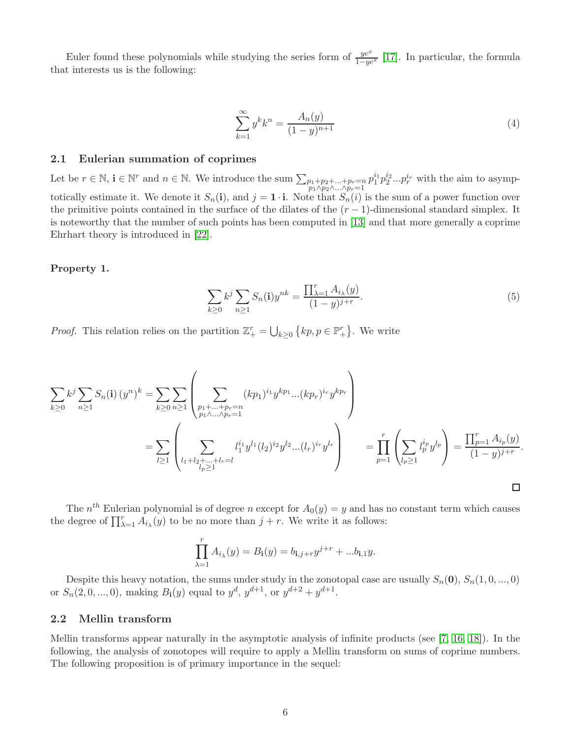Euler found these polynomials while studying the series form of $\frac{ye^x}{1-ye^x}$ [17]. In particular, the formula that interests us is the following:

$$\sum_{k=1}^{\infty} y^k k^n = \frac{A_n(y)}{(1-y)^{n+1}} \tag{4}$$

### 2.1 Eulerian summation of coprimes

Let be $r \in \mathbb{N}$, $\mathbf{i} \in \mathbb{N}^r$ and $n \in \mathbb{N}$. We introduce the sum $\sum_{\substack{p_1+p_2+...+p_r=n \\ p_1 \wedge p_2 \wedge ... \wedge p_r = 1}} p_1^{i_1} p_2^{i_2} ... p_r^{i_r}$ with the aim to asymptotically estimate it. We denote it $S_n(\mathbf{i})$, and $j = \mathbf{1} \cdot \mathbf{i}$. Note that $S_n(i)$ is the sum of a power function over the primitive points contained in the surface of the dilates of the $(r-1)$-dimensional standard simplex. It is noteworthy that the number of such points has been computed in [13] and that more generally a coprime Ehrhart theory is introduced in [22].

**Property 1.**

$$\sum_{k \geq 0} k^j \sum_{n \geq 1} S_n(\mathbf{i}) y^{nk} = \frac{\prod_{\lambda=1}^r A_{i_\lambda}(y)}{(1-y)^{j+r}}. \tag{5}$$

*Proof.* This relation relies on the partition $\mathbb{Z}_+^r = \bigcup_{k \geq 0} \left\{ kp, p \in \mathbb{P}_+^r \right\}$. We write

$$\begin{aligned}
\sum_{k \geq 0} k^j \sum_{n \geq 1} S_n(\mathbf{i}) \left(y^n\right)^k &= \sum_{k \geq 0} \sum_{n \geq 1} \left( \sum_{\substack{p_1+...+p_r=n \\ p_1 \wedge ... \wedge p_r = 1}} (kp_1)^{i_1} y^{kp_1} ... (kp_r)^{i_r} y^{kp_r} \right) \\
&= \sum_{l \geq 1} \left( \sum_{\substack{l_1+l_2+...+l_r=l \\ l_p \geq 1}} l_1^{i_1} y^{l_1} (l_2)^{i_2} y^{l_2} ... (l_r)^{i_r} y^{l_r} \right) \qquad = \prod_{p=1}^r \left( \sum_{l_p \geq 1} l_p^{i_p} y^{l_p} \right) = \frac{\prod_{p=1}^r A_{i_p}(y)}{(1-y)^{j+r}}.
\end{aligned}$$

$\square$

The $n^{th}$ Eulerian polynomial is of degree $n$ except for $A_0(y) = y$ and has no constant term which causes the degree of $\prod_{\lambda=1}^r A_{i_\lambda}(y)$ to be no more than $j + r$. We write it as follows:

$$\prod_{\lambda=1}^r A_{i_\lambda}(y) = B_{\mathbf{i}}(y) = b_{\mathbf{i},j+r} y^{j+r} + ... b_{\mathbf{i},1} y.$$

Despite this heavy notation, the sums under study in the zonotopal case are usually $S_n(\mathbf{0})$, $S_n(1, 0, ..., 0)$ or $S_n(2, 0, ..., 0)$, making $B_{\mathbf{i}}(y)$ equal to $y^d$, $y^{d+1}$, or $y^{d+2} + y^{d+1}$.

### 2.2 Mellin transform

Mellin transforms appear naturally in the asymptotic analysis of infinite products (see [7, 16, 18]). In the following, the analysis of zonotopes will require to apply a Mellin transform on sums of coprime numbers. The following proposition is of primary importance in the sequel: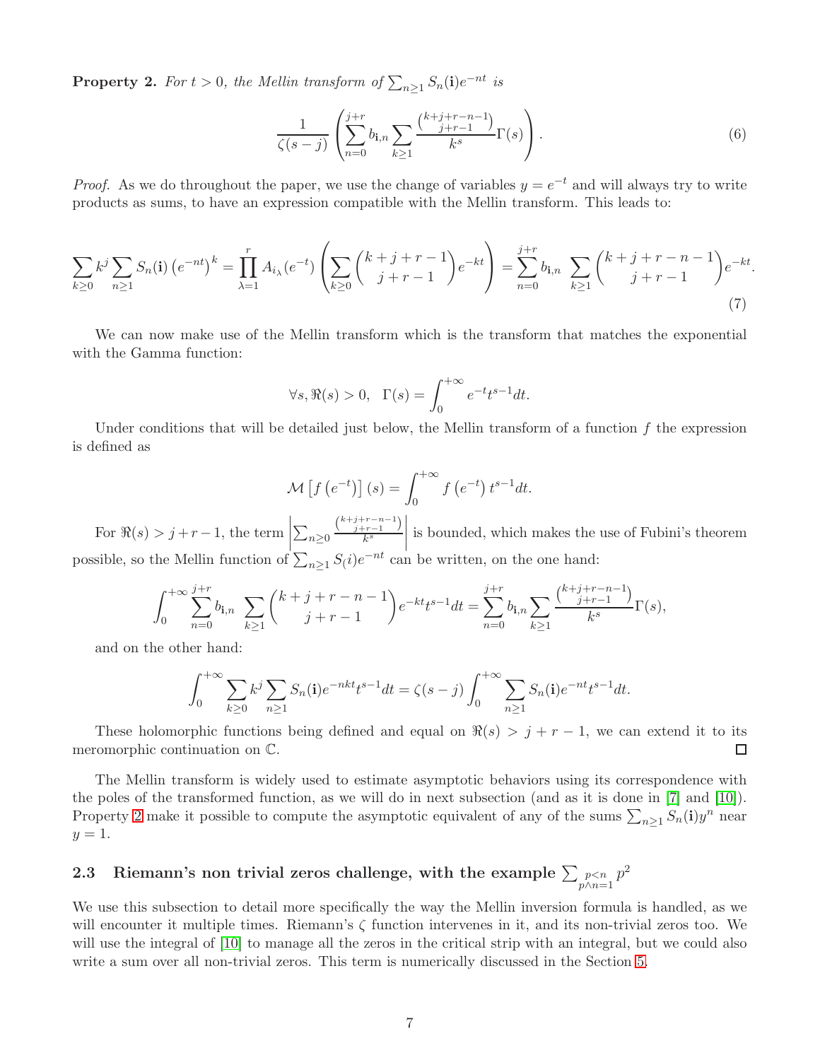**Property 2.** *For $t > 0$, the Mellin transform of $\sum_{n\geq 1} S_n(\mathbf{i})e^{-nt}$ is*

$$\frac{1}{\zeta(s-j)}\left(\sum_{n=0}^{j+r} b_{\mathbf{i},n} \sum_{k\geq 1} \frac{\binom{k+j+r-n-1}{j+r-1}}{k^s}\Gamma(s)\right). \tag{6}$$

*Proof.* As we do throughout the paper, we use the change of variables $y = e^{-t}$ and will always try to write products as sums, to have an expression compatible with the Mellin transform. This leads to:

$$\sum_{k\geq 0} k^j \sum_{n\geq 1} S_n(\mathbf{i}) \left(e^{-nt}\right)^k = \prod_{\lambda=1}^{r} A_{i_\lambda}(e^{-t}) \left(\sum_{k\geq 0} \binom{k+j+r-1}{j+r-1} e^{-kt}\right) = \sum_{n=0}^{j+r} b_{\mathbf{i},n} \sum_{k\geq 1} \binom{k+j+r-n-1}{j+r-1} e^{-kt}. \tag{7}$$

We can now make use of the Mellin transform which is the transform that matches the exponential with the Gamma function:

$$\forall s, \Re(s) > 0, \quad \Gamma(s) = \int_0^{+\infty} e^{-t} t^{s-1} dt.$$

Under conditions that will be detailed just below, the Mellin transform of a function $f$ the expression is defined as

$$\mathcal{M}\left[f\left(e^{-t}\right)\right](s) = \int_0^{+\infty} f\left(e^{-t}\right) t^{s-1} dt.$$

For $\Re(s) > j+r-1$, the term $\left|\sum_{n\geq 0} \frac{\binom{k+j+r-n-1}{j+r-1}}{k^s}\right|$ is bounded, which makes the use of Fubini's theorem possible, so the Mellin function of $\sum_{n\geq 1} S_(i) e^{-nt}$ can be written, on the one hand:

$$\int_0^{+\infty} \sum_{n=0}^{j+r} b_{\mathbf{i},n} \sum_{k\geq 1} \binom{k+j+r-n-1}{j+r-1} e^{-kt} t^{s-1} dt = \sum_{n=0}^{j+r} b_{\mathbf{i},n} \sum_{k\geq 1} \frac{\binom{k+j+r-n-1}{j+r-1}}{k^s}\Gamma(s),$$

and on the other hand:

$$\int_0^{+\infty} \sum_{k\geq 0} k^j \sum_{n\geq 1} S_n(\mathbf{i}) e^{-nkt} t^{s-1} dt = \zeta(s-j) \int_0^{+\infty} \sum_{n\geq 1} S_n(\mathbf{i}) e^{-nt} t^{s-1} dt.$$

These holomorphic functions being defined and equal on $\Re(s) > j+r-1$, we can extend it to its meromorphic continuation on $\mathbb{C}$. ◻

The Mellin transform is widely used to estimate asymptotic behaviors using its correspondence with the poles of the transformed function, as we will do in next subsection (and as it is done in [7] and [10]). Property 2 make it possible to compute the asymptotic equivalent of any of the sums $\sum_{n\geq 1} S_n(\mathbf{i}) y^n$ near $y = 1$.

### 2.3 Riemann's non trivial zeros challenge, with the example $\sum_{\substack{p<n \\ p\wedge n=1}} p^2$

We use this subsection to detail more specifically the way the Mellin inversion formula is handled, as we will encounter it multiple times. Riemann's $\zeta$ function intervenes in it, and its non-trivial zeros too. We will use the integral of [10] to manage all the zeros in the critical strip with an integral, but we could also write a sum over all non-trivial zeros. This term is numerically discussed in the Section 5.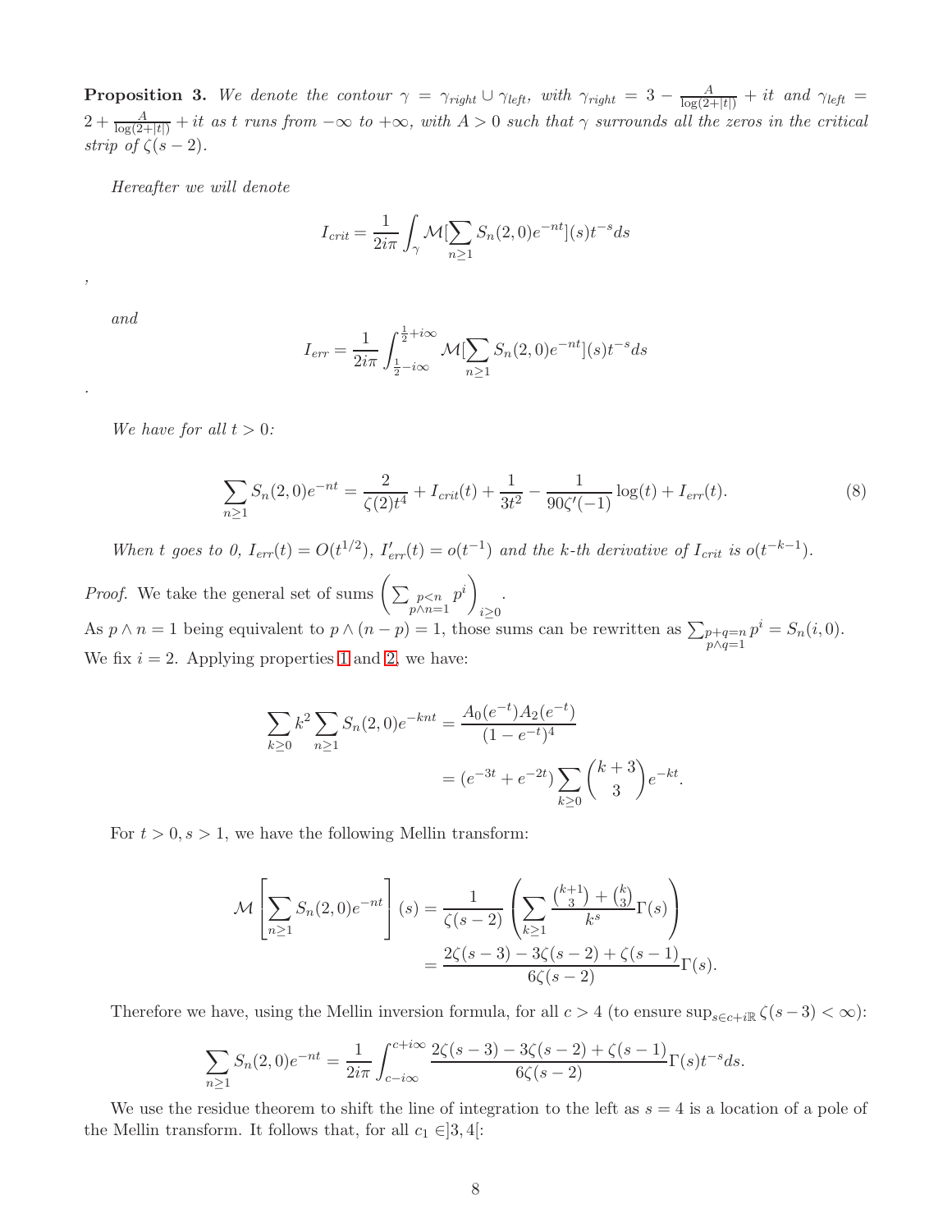**Proposition 3.** *We denote the contour $\gamma = \gamma_{right} \cup \gamma_{left}$, with $\gamma_{right} = 3 - \frac{A}{\log(2+|t|)} + it$ and $\gamma_{left} = 2 + \frac{A}{\log(2+|t|)} + it$ as $t$ runs from $-\infty$ to $+\infty$, with $A > 0$ such that $\gamma$ surrounds all the zeros in the critical strip of $\zeta(s-2)$.*

*Hereafter we will denote*

$$I_{crit} = \frac{1}{2i\pi} \int_{\gamma} \mathcal{M}[\sum_{n\geq 1} S_n(2,0)e^{-nt}](s)t^{-s}ds$$

*,*

*and*

$$I_{err} = \frac{1}{2i\pi} \int_{\frac{1}{2}-i\infty}^{\frac{1}{2}+i\infty} \mathcal{M}[\sum_{n\geq 1} S_n(2,0)e^{-nt}](s)t^{-s}ds$$

*.*

*We have for all $t > 0$:*

$$\sum_{n\geq 1} S_n(2,0)e^{-nt} = \frac{2}{\zeta(2)t^4} + I_{crit}(t) + \frac{1}{3t^2} - \frac{1}{90\zeta'(-1)}\log(t) + I_{err}(t). \tag{8}$$

*When $t$ goes to 0, $I_{err}(t) = O(t^{1/2})$, $I'_{err}(t) = o(t^{-1})$ and the $k$-th derivative of $I_{crit}$ is $o(t^{-k-1})$.*

*Proof.* We take the general set of sums $\left(\sum_{\substack{p<n \\ p\wedge n=1}} p^i\right)_{i\geq 0}$.
As $p \wedge n = 1$ being equivalent to $p \wedge (n-p) = 1$, those sums can be rewritten as $\sum_{\substack{p+q=n \\ p\wedge q=1}} p^i = S_n(i,0)$.
We fix $i = 2$. Applying properties 1 and 2, we have:

$$\begin{aligned}
\sum_{k\geq 0} k^2 \sum_{n\geq 1} S_n(2,0)e^{-knt} &= \frac{A_0(e^{-t})A_2(e^{-t})}{(1-e^{-t})^4} \\
&= (e^{-3t} + e^{-2t}) \sum_{k\geq 0} \binom{k+3}{3} e^{-kt}.
\end{aligned}$$

For $t > 0, s > 1$, we have the following Mellin transform:

$$\begin{aligned}
\mathcal{M}\left[\sum_{n\geq 1} S_n(2,0)e^{-nt}\right](s) &= \frac{1}{\zeta(s-2)} \left( \sum_{k\geq 1} \frac{\binom{k+1}{3} + \binom{k}{3}}{k^s} \Gamma(s) \right) \\
&= \frac{2\zeta(s-3) - 3\zeta(s-2) + \zeta(s-1)}{6\zeta(s-2)} \Gamma(s).
\end{aligned}$$

Therefore we have, using the Mellin inversion formula, for all $c > 4$ (to ensure $\sup_{s\in c+i\mathbb{R}} \zeta(s-3) < \infty$):

$$\sum_{n\geq 1} S_n(2,0)e^{-nt} = \frac{1}{2i\pi} \int_{c-i\infty}^{c+i\infty} \frac{2\zeta(s-3) - 3\zeta(s-2) + \zeta(s-1)}{6\zeta(s-2)} \Gamma(s)t^{-s}ds.$$

We use the residue theorem to shift the line of integration to the left as $s = 4$ is a location of a pole of the Mellin transform. It follows that, for all $c_1 \in ]3,4[$: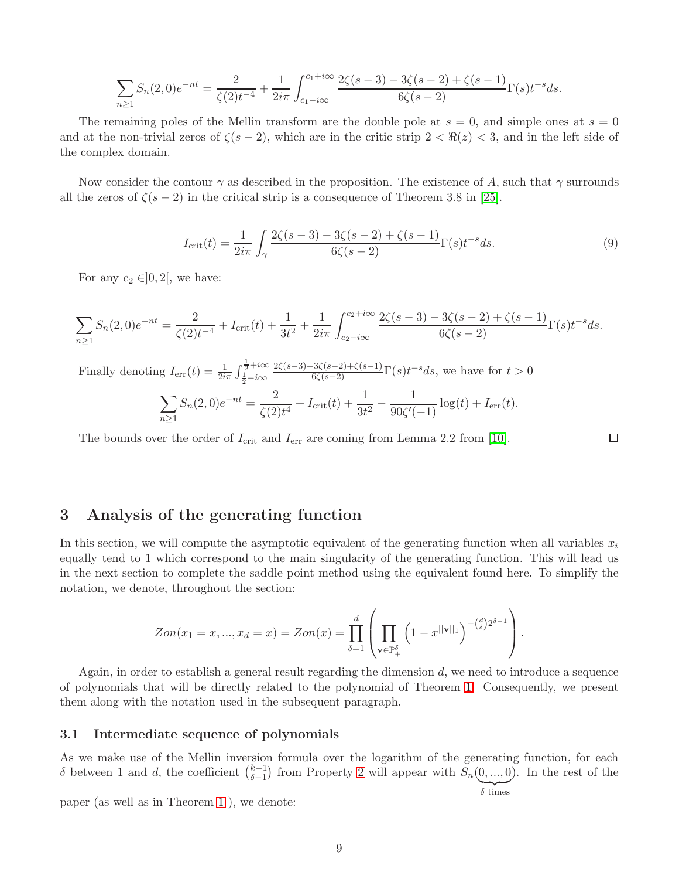$$\sum_{n\geq 1} S_n(2,0)e^{-nt} = \frac{2}{\zeta(2)t^{-4}} + \frac{1}{2i\pi}\int_{c_1-i\infty}^{c_1+i\infty} \frac{2\zeta(s-3)-3\zeta(s-2)+\zeta(s-1)}{6\zeta(s-2)}\Gamma(s)t^{-s}ds.$$

The remaining poles of the Mellin transform are the double pole at $s=0$, and simple ones at $s=0$ and at the non-trivial zeros of $\zeta(s-2)$, which are in the critic strip $2 < \Re(z) < 3$, and in the left side of the complex domain.

Now consider the contour $\gamma$ as described in the proposition. The existence of $A$, such that $\gamma$ surrounds all the zeros of $\zeta(s-2)$ in the critical strip is a consequence of Theorem 3.8 in [25].

$$I_{\text{crit}}(t) = \frac{1}{2i\pi}\int_{\gamma} \frac{2\zeta(s-3)-3\zeta(s-2)+\zeta(s-1)}{6\zeta(s-2)}\Gamma(s)t^{-s}ds. \tag{9}$$

For any $c_2 \in ]0,2[$, we have:

$$\sum_{n\geq 1} S_n(2,0)e^{-nt} = \frac{2}{\zeta(2)t^{-4}} + I_{\text{crit}}(t) + \frac{1}{3t^2} + \frac{1}{2i\pi}\int_{c_2-i\infty}^{c_2+i\infty} \frac{2\zeta(s-3)-3\zeta(s-2)+\zeta(s-1)}{6\zeta(s-2)}\Gamma(s)t^{-s}ds.$$

Finally denoting $I_{\text{err}}(t) = \frac{1}{2i\pi}\int_{\frac{1}{2}-i\infty}^{\frac{1}{2}+i\infty} \frac{2\zeta(s-3)-3\zeta(s-2)+\zeta(s-1)}{6\zeta(s-2)}\Gamma(s)t^{-s}ds$, we have for $t>0$

$$\sum_{n\geq 1} S_n(2,0)e^{-nt} = \frac{2}{\zeta(2)t^4} + I_{\text{crit}}(t) + \frac{1}{3t^2} - \frac{1}{90\zeta'(-1)}\log(t) + I_{\text{err}}(t).$$

The bounds over the order of $I_{\text{crit}}$ and $I_{\text{err}}$ are coming from Lemma 2.2 from [10]. ☐

## 3 Analysis of the generating function

In this section, we will compute the asymptotic equivalent of the generating function when all variables $x_i$ equally tend to 1 which correspond to the main singularity of the generating function. This will lead us in the next section to complete the saddle point method using the equivalent found here. To simplify the notation, we denote, throughout the section:

$$Zon(x_1 = x, ..., x_d = x) = Zon(x) = \prod_{\delta=1}^{d}\left(\prod_{\mathbf{v}\in\mathbb{P}_+^{\delta}} \left(1 - x^{||\mathbf{v}||_1}\right)^{-\binom{d}{\delta}2^{\delta-1}}\right).$$

Again, in order to establish a general result regarding the dimension $d$, we need to introduce a sequence of polynomials that will be directly related to the polynomial of Theorem 1. Consequently, we present them along with the notation used in the subsequent paragraph.

### 3.1 Intermediate sequence of polynomials

As we make use of the Mellin inversion formula over the logarithm of the generating function, for each $\delta$ between 1 and $d$, the coefficient $\binom{k-1}{\delta-1}$ from Property 2 will appear with $S_n(\underbrace{0,...,0}_{\delta\text{ times}})$. In the rest of the paper (as well as in Theorem 1 ), we denote: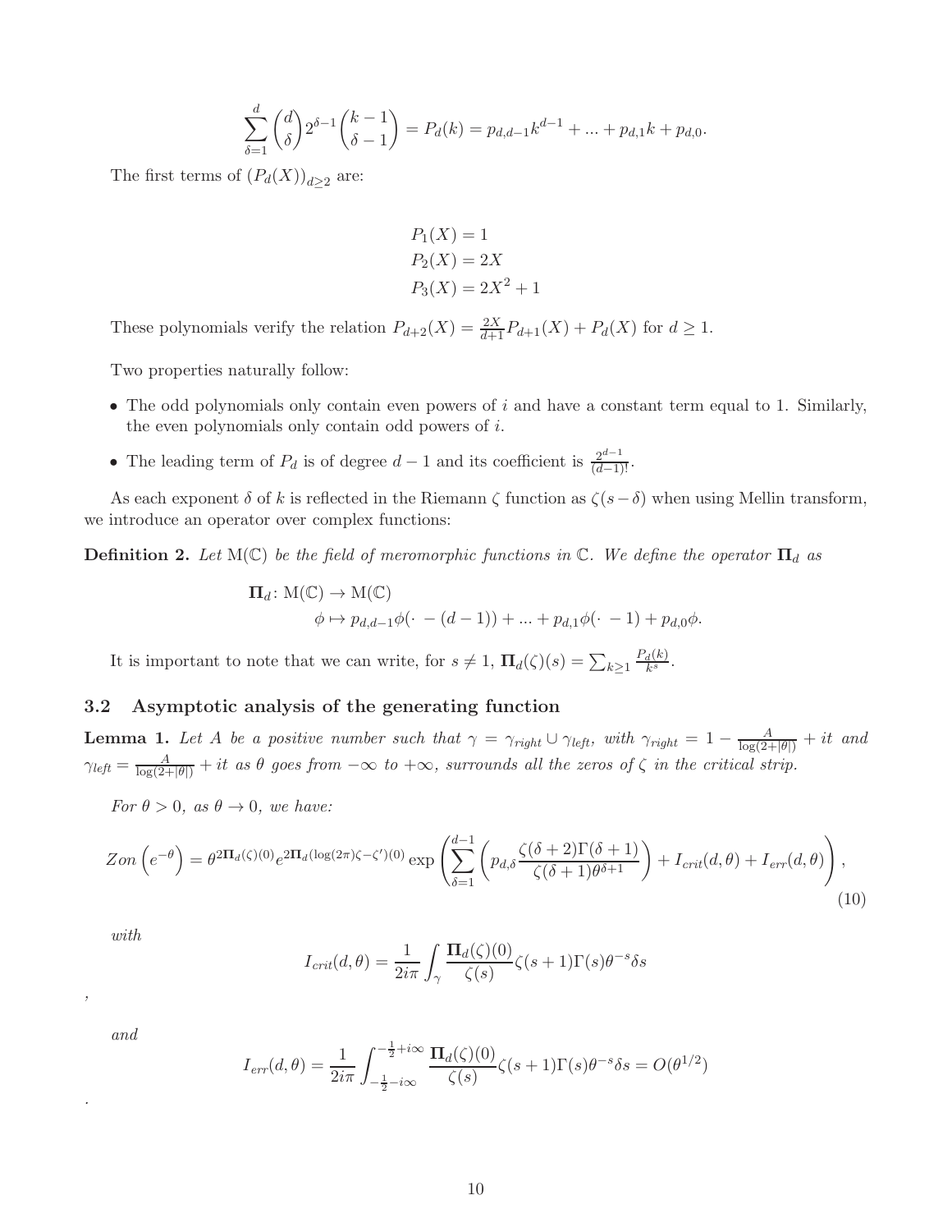$$\sum_{\delta=1}^{d} \binom{d}{\delta} 2^{\delta-1} \binom{k-1}{\delta-1} = P_d(k) = p_{d,d-1}k^{d-1} + ... + p_{d,1}k + p_{d,0}.$$

The first terms of $(P_d(X))_{d\geq 2}$ are:

$$P_1(X) = 1$$
$$P_2(X) = 2X$$
$$P_3(X) = 2X^2 + 1$$

These polynomials verify the relation $P_{d+2}(X) = \frac{2X}{d+1}P_{d+1}(X) + P_d(X)$ for $d \geq 1$.

Two properties naturally follow:

- The odd polynomials only contain even powers of $i$ and have a constant term equal to 1. Similarly, the even polynomials only contain odd powers of $i$.
- The leading term of $P_d$ is of degree $d-1$ and its coefficient is $\frac{2^{d-1}}{(d-1)!}$.

As each exponent $\delta$ of $k$ is reflected in the Riemann $\zeta$ function as $\zeta(s-\delta)$ when using Mellin transform, we introduce an operator over complex functions:

**Definition 2.** *Let* $\mathrm{M}(\mathbb{C})$ *be the field of meromorphic functions in* $\mathbb{C}$. *We define the operator* $\mathbf{\Pi}_d$ *as*

$$\begin{aligned}\mathbf{\Pi}_d \colon \mathrm{M}(\mathbb{C}) &\to \mathrm{M}(\mathbb{C}) \\ \phi &\mapsto p_{d,d-1}\phi(\cdot - (d-1)) + ... + p_{d,1}\phi(\cdot - 1) + p_{d,0}\phi.\end{aligned}$$

It is important to note that we can write, for $s \neq 1$, $\mathbf{\Pi}_d(\zeta)(s) = \sum_{k\geq 1} \frac{P_d(k)}{k^s}$.

### 3.2 Asymptotic analysis of the generating function

**Lemma 1.** *Let* $A$ *be a positive number such that* $\gamma = \gamma_{right} \cup \gamma_{left}$, *with* $\gamma_{right} = 1 - \frac{A}{\log(2+|\theta|)} + it$ *and* $\gamma_{left} = \frac{A}{\log(2+|\theta|)} + it$ *as* $\theta$ *goes from* $-\infty$ *to* $+\infty$, *surrounds all the zeros of* $\zeta$ *in the critical strip.*

*For* $\theta > 0$, *as* $\theta \to 0$, *we have:*

$$Zon\left(e^{-\theta}\right) = \theta^{2\mathbf{\Pi}_d(\zeta)(0)} e^{2\mathbf{\Pi}_d(\log(2\pi)\zeta - \zeta')(0)} \exp\left(\sum_{\delta=1}^{d-1}\left(p_{d,\delta}\frac{\zeta(\delta+2)\Gamma(\delta+1)}{\zeta(\delta+1)\theta^{\delta+1}}\right) + I_{crit}(d,\theta) + I_{err}(d,\theta)\right), \tag{10}$$

*with*

$$I_{crit}(d,\theta) = \frac{1}{2i\pi}\int_{\gamma} \frac{\mathbf{\Pi}_d(\zeta)(0)}{\zeta(s)}\zeta(s+1)\Gamma(s)\theta^{-s}\delta s$$

,

*and*

$$I_{err}(d,\theta) = \frac{1}{2i\pi}\int_{-\frac{1}{2}-i\infty}^{-\frac{1}{2}+i\infty} \frac{\mathbf{\Pi}_d(\zeta)(0)}{\zeta(s)}\zeta(s+1)\Gamma(s)\theta^{-s}\delta s = O(\theta^{1/2})$$

.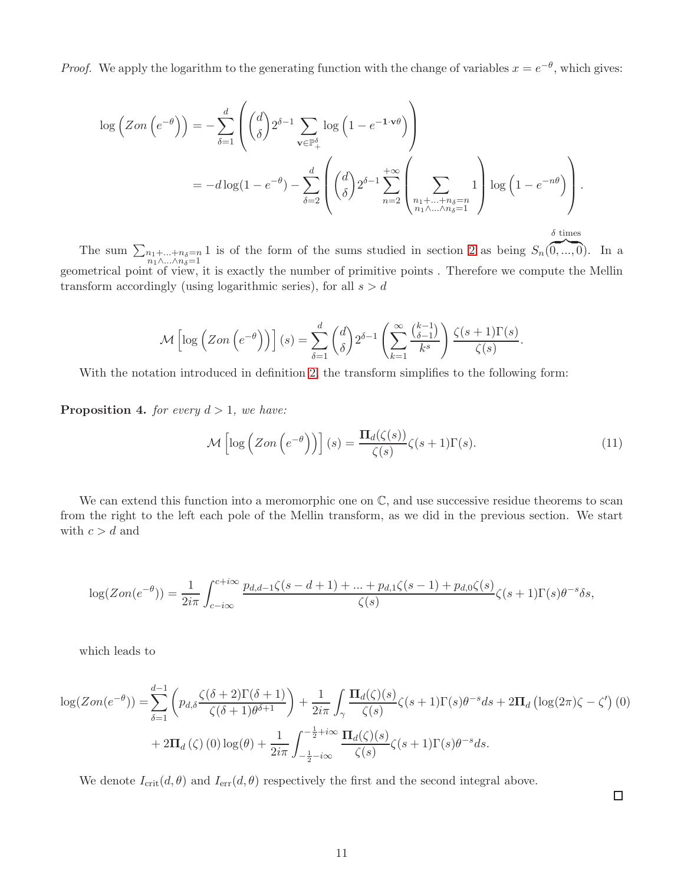*Proof.* We apply the logarithm to the generating function with the change of variables $x = e^{-\theta}$, which gives:

$$\log\left(Zon\left(e^{-\theta}\right)\right) = -\sum_{\delta=1}^{d}\left(\binom{d}{\delta}2^{\delta-1}\sum_{\mathbf{v}\in\mathbb{P}_+^{\delta}}\log\left(1-e^{-\mathbf{1}\cdot\mathbf{v}\theta}\right)\right)$$

$$= -d\log(1-e^{-\theta}) - \sum_{\delta=2}^{d}\left(\binom{d}{\delta}2^{\delta-1}\sum_{n=2}^{+\infty}\left(\sum_{\substack{n_1+\ldots+n_\delta=n\\ n_1\wedge\ldots\wedge n_\delta=1}}1\right)\log\left(1-e^{-n\theta}\right)\right).$$

The sum $\sum_{\substack{n_1+\ldots+n_\delta=n\\ n_1\wedge\ldots\wedge n_\delta=1}}1$ is of the form of the sums studied in section 2 as being $S_n(\overbrace{0,\ldots,0}^{\delta\text{ times}})$. In a geometrical point of view, it is exactly the number of primitive points . Therefore we compute the Mellin transform accordingly (using logarithmic series), for all $s > d$

$$\mathcal{M}\left[\log\left(Zon\left(e^{-\theta}\right)\right)\right](s) = \sum_{\delta=1}^{d}\binom{d}{\delta}2^{\delta-1}\left(\sum_{k=1}^{\infty}\frac{\binom{k-1}{\delta-1}}{k^s}\right)\frac{\zeta(s+1)\Gamma(s)}{\zeta(s)}.$$

With the notation introduced in definition 2, the transform simplifies to the following form:

**Proposition 4.** *for every $d > 1$, we have:*

$$\mathcal{M}\left[\log\left(Zon\left(e^{-\theta}\right)\right)\right](s) = \frac{\mathbf{\Pi}_d(\zeta(s))}{\zeta(s)}\zeta(s+1)\Gamma(s). \tag{11}$$

We can extend this function into a meromorphic one on $\mathbb{C}$, and use successive residue theorems to scan from the right to the left each pole of the Mellin transform, as we did in the previous section. We start with $c > d$ and

$$\log(Zon(e^{-\theta})) = \frac{1}{2i\pi}\int_{c-i\infty}^{c+i\infty}\frac{p_{d,d-1}\zeta(s-d+1)+\ldots+p_{d,1}\zeta(s-1)+p_{d,0}\zeta(s)}{\zeta(s)}\zeta(s+1)\Gamma(s)\theta^{-s}\delta s,$$

which leads to

$$\log(Zon(e^{-\theta})) = \sum_{\delta=1}^{d-1}\left(p_{d,\delta}\frac{\zeta(\delta+2)\Gamma(\delta+1)}{\zeta(\delta+1)\theta^{\delta+1}}\right) + \frac{1}{2i\pi}\int_{\gamma}\frac{\mathbf{\Pi}_d(\zeta)(s)}{\zeta(s)}\zeta(s+1)\Gamma(s)\theta^{-s}ds + 2\mathbf{\Pi}_d\left(\log(2\pi)\zeta-\zeta'\right)(0)$$
$$+ 2\mathbf{\Pi}_d(\zeta)(0)\log(\theta) + \frac{1}{2i\pi}\int_{-\frac{1}{2}-i\infty}^{-\frac{1}{2}+i\infty}\frac{\mathbf{\Pi}_d(\zeta)(s)}{\zeta(s)}\zeta(s+1)\Gamma(s)\theta^{-s}ds.$$

We denote $I_{\text{crit}}(d,\theta)$ and $I_{\text{err}}(d,\theta)$ respectively the first and the second integral above.

□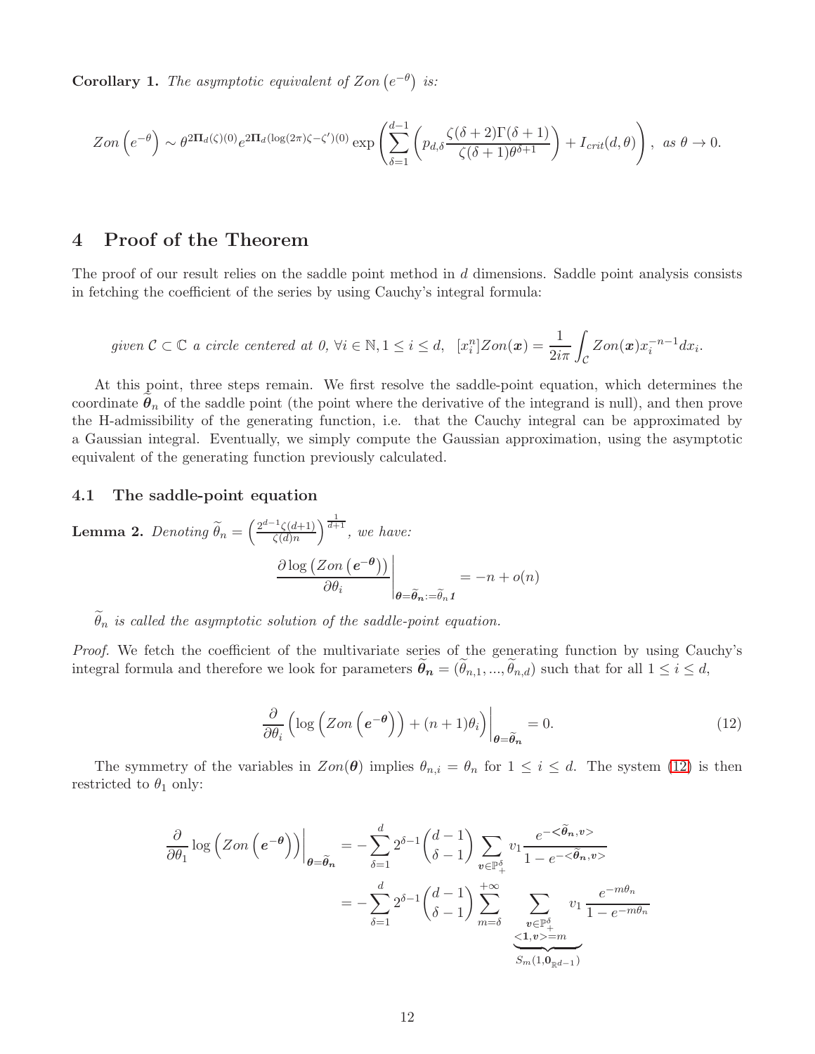**Corollary 1.** *The asymptotic equivalent of $Zon\left(e^{-\theta}\right)$ is:*

$$Zon\left(e^{-\theta}\right) \sim \theta^{2\mathbf{\Pi}_d(\zeta)(0)} e^{2\mathbf{\Pi}_d(\log(2\pi)\zeta-\zeta')(0)} \exp\left(\sum_{\delta=1}^{d-1}\left(p_{d,\delta}\frac{\zeta(\delta+2)\Gamma(\delta+1)}{\zeta(\delta+1)\theta^{\delta+1}}\right) + I_{crit}(d,\theta)\right), \text{ as } \theta \to 0.$$

# 4 Proof of the Theorem

The proof of our result relies on the saddle point method in $d$ dimensions. Saddle point analysis consists in fetching the coefficient of the series by using Cauchy's integral formula:

$$\text{given } \mathcal{C} \subset \mathbb{C} \text{ a circle centered at 0, } \forall i \in \mathbb{N}, 1 \leq i \leq d, \quad [x_i^n]Zon(\boldsymbol{x}) = \frac{1}{2i\pi}\int_{\mathcal{C}} Zon(\boldsymbol{x})x_i^{-n-1}dx_i.$$

At this point, three steps remain. We first resolve the saddle-point equation, which determines the coordinate $\widetilde{\boldsymbol{\theta}}_n$ of the saddle point (the point where the derivative of the integrand is null), and then prove the H-admissibility of the generating function, i.e. that the Cauchy integral can be approximated by a Gaussian integral. Eventually, we simply compute the Gaussian approximation, using the asymptotic equivalent of the generating function previously calculated.

## 4.1 The saddle-point equation

**Lemma 2.** *Denoting $\widetilde{\theta}_n = \left(\frac{2^{d-1}\zeta(d+1)}{\zeta(d)n}\right)^{\frac{1}{d+1}}$, we have:*

$$\left.\frac{\partial \log\left(Zon\left(\boldsymbol{e^{-\theta}}\right)\right)}{\partial \theta_i}\right|_{\boldsymbol{\theta}=\widetilde{\boldsymbol{\theta}}_{\boldsymbol{n}}:=\widetilde{\theta}_n \boldsymbol{1}} = -n + o(n)$$

*$\widetilde{\theta}_n$ is called the asymptotic solution of the saddle-point equation.*

*Proof.* We fetch the coefficient of the multivariate series of the generating function by using Cauchy's integral formula and therefore we look for parameters $\widetilde{\boldsymbol{\theta}}_{\boldsymbol{n}} = (\widetilde{\theta}_{n,1}, ..., \widetilde{\theta}_{n,d})$ such that for all $1 \leq i \leq d$,

$$\left.\frac{\partial}{\partial \theta_i}\left(\log\left(Zon\left(\boldsymbol{e^{-\theta}}\right)\right) + (n+1)\theta_i\right)\right|_{\boldsymbol{\theta}=\widetilde{\boldsymbol{\theta}}_{\boldsymbol{n}}} = 0. \tag{12}$$

The symmetry of the variables in $Zon(\boldsymbol{\theta})$ implies $\theta_{n,i} = \theta_n$ for $1 \leq i \leq d$. The system (12) is then restricted to $\theta_1$ only:

$$\begin{aligned}
\left.\frac{\partial}{\partial \theta_1}\log\left(Zon\left(\boldsymbol{e^{-\theta}}\right)\right)\right|_{\boldsymbol{\theta}=\widetilde{\boldsymbol{\theta}}_{\boldsymbol{n}}} &= -\sum_{\delta=1}^{d} 2^{\delta-1}\binom{d-1}{\delta-1}\sum_{\boldsymbol{v}\in\mathbb{P}_+^\delta} v_1 \frac{e^{-<\widetilde{\boldsymbol{\theta}}_{\boldsymbol{n}},\boldsymbol{v}>}}{1-e^{-<\widetilde{\boldsymbol{\theta}}_{\boldsymbol{n}},\boldsymbol{v}>}} \\
&= -\sum_{\delta=1}^{d} 2^{\delta-1}\binom{d-1}{\delta-1}\sum_{m=\delta}^{+\infty} \underbrace{\sum_{\substack{\boldsymbol{v}\in\mathbb{P}_+^\delta \\ <\boldsymbol{1},\boldsymbol{v}>=m}} v_1}_{S_m(1,\boldsymbol{0}_{\mathbb{R}^{d-1}})} \frac{e^{-m\theta_n}}{1-e^{-m\theta_n}}
\end{aligned}$$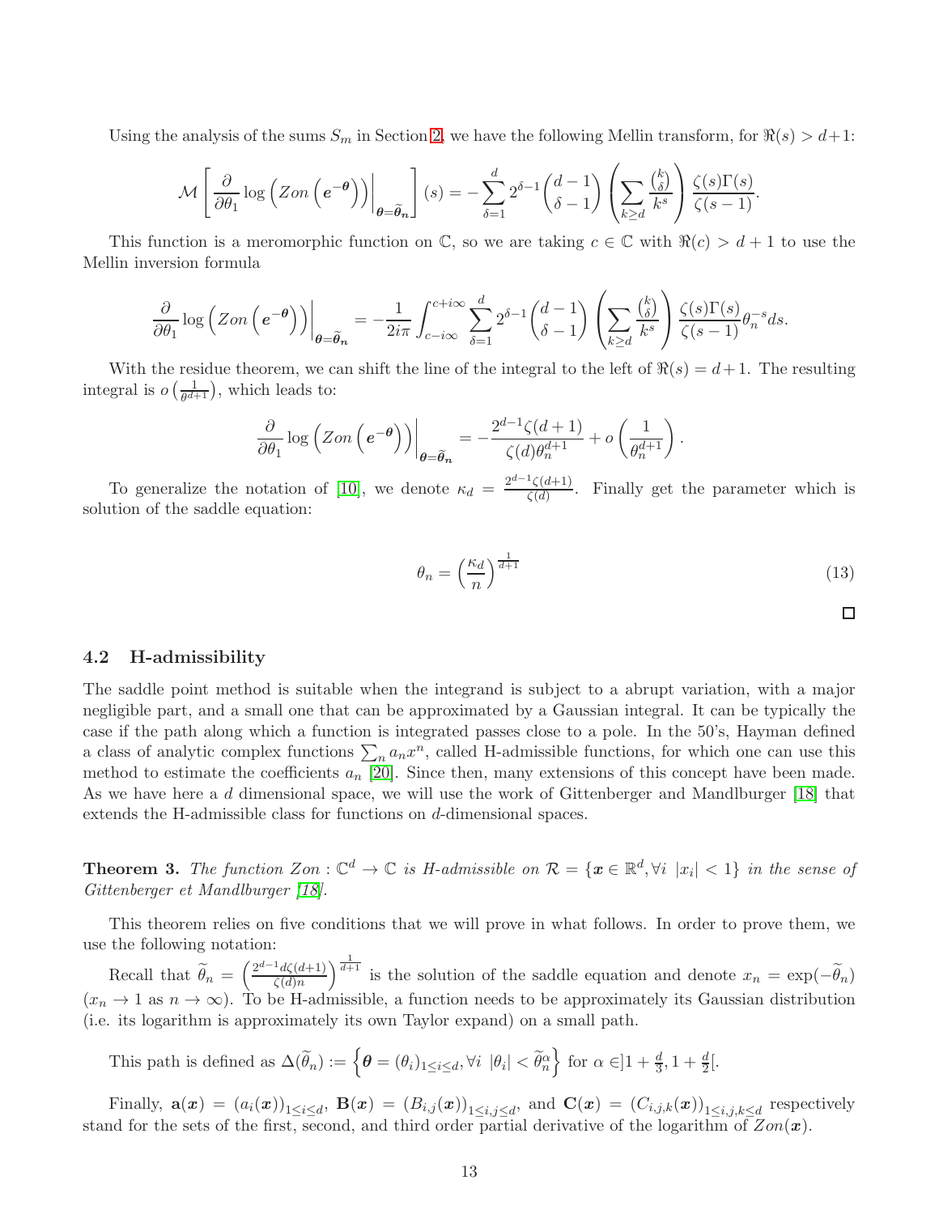Using the analysis of the sums $S_m$ in Section 2, we have the following Mellin transform, for $\Re(s) > d+1$:

$$\mathcal{M}\left[\left.\frac{\partial}{\partial\theta_1}\log\left(Zon\left(\boldsymbol{e}^{-\boldsymbol{\theta}}\right)\right)\right|_{\boldsymbol{\theta}=\widetilde{\boldsymbol{\theta}}_{\boldsymbol{n}}}\right](s) = -\sum_{\delta=1}^{d}2^{\delta-1}\binom{d-1}{\delta-1}\left(\sum_{k\geq d}\frac{\binom{k}{\delta}}{k^s}\right)\frac{\zeta(s)\Gamma(s)}{\zeta(s-1)}.$$

This function is a meromorphic function on $\mathbb{C}$, so we are taking $c \in \mathbb{C}$ with $\Re(c) > d+1$ to use the Mellin inversion formula

$$\left.\frac{\partial}{\partial\theta_1}\log\left(Zon\left(\boldsymbol{e}^{-\boldsymbol{\theta}}\right)\right)\right|_{\boldsymbol{\theta}=\widetilde{\boldsymbol{\theta}}_{\boldsymbol{n}}} = -\frac{1}{2i\pi}\int_{c-i\infty}^{c+i\infty}\sum_{\delta=1}^{d}2^{\delta-1}\binom{d-1}{\delta-1}\left(\sum_{k\geq d}\frac{\binom{k}{\delta}}{k^s}\right)\frac{\zeta(s)\Gamma(s)}{\zeta(s-1)}\theta_n^{-s}ds.$$

With the residue theorem, we can shift the line of the integral to the left of $\Re(s) = d+1$. The resulting integral is $o\left(\frac{1}{\theta^{d+1}}\right)$, which leads to:

$$\left.\frac{\partial}{\partial\theta_1}\log\left(Zon\left(\boldsymbol{e}^{-\boldsymbol{\theta}}\right)\right)\right|_{\boldsymbol{\theta}=\widetilde{\boldsymbol{\theta}}_{\boldsymbol{n}}} = -\frac{2^{d-1}\zeta(d+1)}{\zeta(d)\theta_n^{d+1}} + o\left(\frac{1}{\theta_n^{d+1}}\right).$$

To generalize the notation of [10], we denote $\kappa_d = \frac{2^{d-1}\zeta(d+1)}{\zeta(d)}$. Finally get the parameter which is solution of the saddle equation:

$$\theta_n = \left(\frac{\kappa_d}{n}\right)^{\frac{1}{d+1}} \tag{13}$$

□

### 4.2 H-admissibility

The saddle point method is suitable when the integrand is subject to a abrupt variation, with a major negligible part, and a small one that can be approximated by a Gaussian integral. It can be typically the case if the path along which a function is integrated passes close to a pole. In the 50's, Hayman defined a class of analytic complex functions $\sum_n a_n x^n$, called H-admissible functions, for which one can use this method to estimate the coefficients $a_n$ [20]. Since then, many extensions of this concept have been made. As we have here a $d$ dimensional space, we will use the work of Gittenberger and Mandlburger [18] that extends the H-admissible class for functions on $d$-dimensional spaces.

**Theorem 3.** *The function $Zon : \mathbb{C}^d \to \mathbb{C}$ is H-admissible on $\mathcal{R} = \{\boldsymbol{x} \in \mathbb{R}^d, \forall i \ |x_i| < 1\}$ in the sense of Gittenberger et Mandlburger [18].*

This theorem relies on five conditions that we will prove in what follows. In order to prove them, we use the following notation:

Recall that $\widetilde{\theta}_n = \left(\frac{2^{d-1}d\zeta(d+1)}{\zeta(d)n}\right)^{\frac{1}{d+1}}$ is the solution of the saddle equation and denote $x_n = \exp(-\widetilde{\theta}_n)$ ($x_n \to 1$ as $n \to \infty$). To be H-admissible, a function needs to be approximately its Gaussian distribution (i.e. its logarithm is approximately its own Taylor expand) on a small path.

This path is defined as $\Delta(\widetilde{\theta}_n) := \left\{\boldsymbol{\theta} = (\theta_i)_{1\leq i\leq d}, \forall i \ |\theta_i| < \widetilde{\theta}_n^{\alpha}\right\}$ for $\alpha \in ]1+\frac{d}{3}, 1+\frac{d}{2}[$.

Finally, $\mathbf{a}(\boldsymbol{x}) = (a_i(\boldsymbol{x}))_{1\leq i\leq d}$, $\mathbf{B}(\boldsymbol{x}) = (B_{i,j}(\boldsymbol{x}))_{1\leq i,j\leq d}$, and $\mathbf{C}(\boldsymbol{x}) = (C_{i,j,k}(\boldsymbol{x}))_{1\leq i,j,k\leq d}$ respectively stand for the sets of the first, second, and third order partial derivative of the logarithm of $Zon(\boldsymbol{x})$.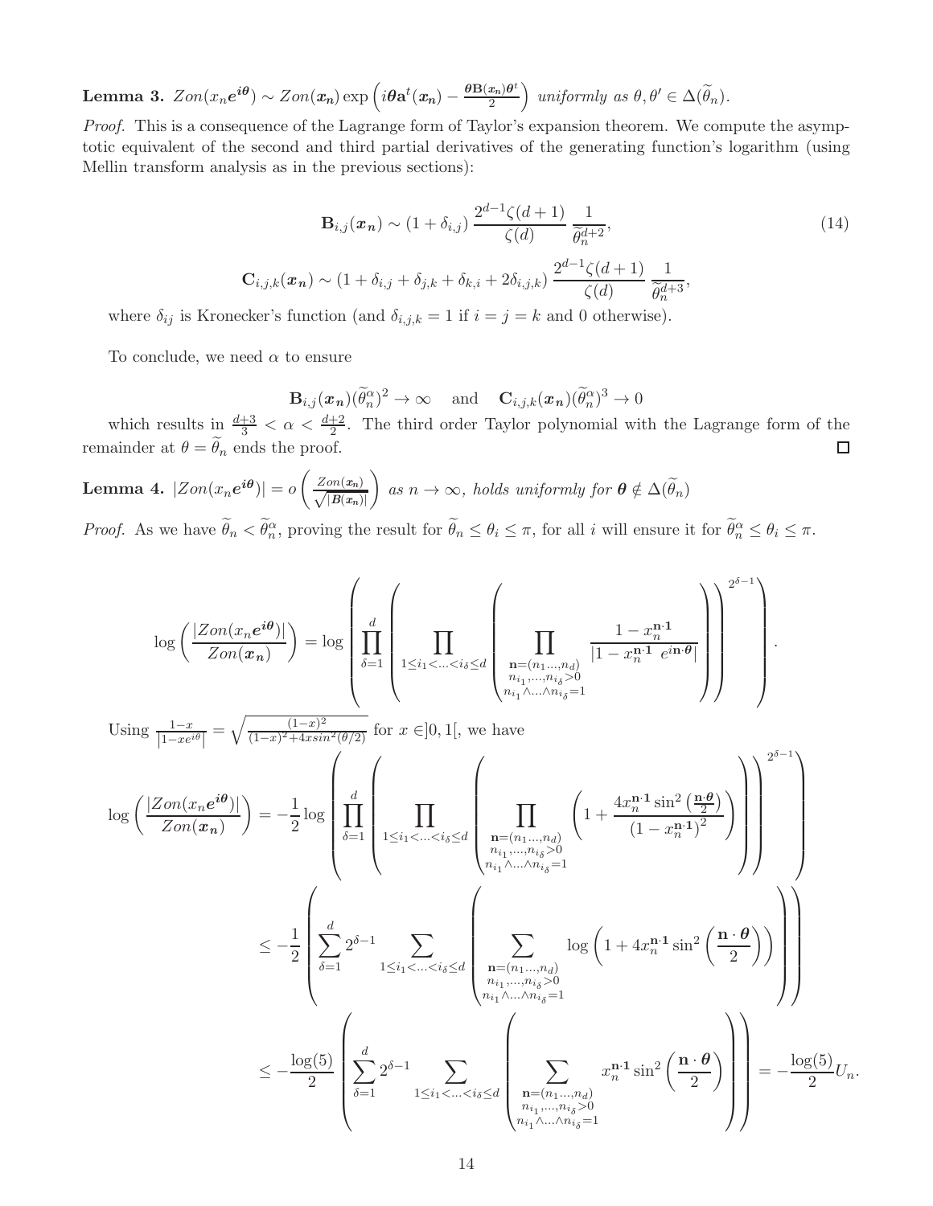**Lemma 3.** $Zon(x_n e^{i\boldsymbol{\theta}}) \sim Zon(\boldsymbol{x_n}) \exp\left(i\boldsymbol{\theta}\mathbf{a}^t(\boldsymbol{x_n}) - \frac{\boldsymbol{\theta}\mathbf{B}(\boldsymbol{x_n})\boldsymbol{\theta}^t}{2}\right)$ *uniformly as* $\theta, \theta' \in \Delta(\widetilde{\theta}_n)$.

*Proof.* This is a consequence of the Lagrange form of Taylor's expansion theorem. We compute the asymptotic equivalent of the second and third partial derivatives of the generating function's logarithm (using Mellin transform analysis as in the previous sections):

$$\mathbf{B}_{i,j}(\boldsymbol{x_n}) \sim (1+\delta_{i,j}) \frac{2^{d-1}\zeta(d+1)}{\zeta(d)} \frac{1}{\widetilde{\theta}_n^{d+2}}, \tag{14}$$

$$\mathbf{C}_{i,j,k}(\boldsymbol{x_n}) \sim (1+\delta_{i,j}+\delta_{j,k}+\delta_{k,i}+2\delta_{i,j,k}) \frac{2^{d-1}\zeta(d+1)}{\zeta(d)} \frac{1}{\widetilde{\theta}_n^{d+3}},$$

where $\delta_{ij}$ is Kronecker's function (and $\delta_{i,j,k} = 1$ if $i = j = k$ and 0 otherwise).

To conclude, we need $\alpha$ to ensure

$$\mathbf{B}_{i,j}(\boldsymbol{x_n})(\widetilde{\theta}_n^{\alpha})^2 \to \infty \quad \text{and} \quad \mathbf{C}_{i,j,k}(\boldsymbol{x_n})(\widetilde{\theta}_n^{\alpha})^3 \to 0$$

which results in $\frac{d+3}{3} < \alpha < \frac{d+2}{2}$. The third order Taylor polynomial with the Lagrange form of the remainder at $\theta = \widetilde{\theta}_n$ ends the proof. $\square$

**Lemma 4.** $|Zon(x_n e^{i\boldsymbol{\theta}})| = o\left(\frac{Zon(\boldsymbol{x_n})}{\sqrt{|\boldsymbol{B}(\boldsymbol{x_n})|}}\right)$ *as* $n \to \infty$*, holds uniformly for* $\boldsymbol{\theta} \notin \Delta(\widetilde{\theta}_n)$

*Proof.* As we have $\widetilde{\theta}_n < \widetilde{\theta}_n^{\alpha}$, proving the result for $\widetilde{\theta}_n \leq \theta_i \leq \pi$, for all $i$ will ensure it for $\widetilde{\theta}_n^{\alpha} \leq \theta_i \leq \pi$.

$$\log\left(\frac{|Zon(x_n e^{i\boldsymbol{\theta}})|}{Zon(\boldsymbol{x_n})}\right) = \log\left(\prod_{\delta=1}^{d}\left(\prod_{1\leq i_1<\ldots<i_\delta\leq d}\left(\prod_{\substack{\mathbf{n}=(n_1\ldots,n_d)\\ n_{i_1},\ldots,n_{i_\delta}>0\\ n_{i_1}\wedge\ldots\wedge n_{i_\delta}=1}} \frac{1-x_n^{\mathbf{n}\cdot\mathbf{1}}}{|1-x_n^{\mathbf{n}\cdot\mathbf{1}}\ e^{i\mathbf{n}\cdot\boldsymbol{\theta}}|}\right)\right)^{2^{\delta-1}}\right).$$

Using $\frac{1-x}{|1-xe^{i\theta}|} = \sqrt{\frac{(1-x)^2}{(1-x)^2+4x\sin^2(\theta/2)}}$ for $x \in ]0,1[$, we have

$$\log\left(\frac{|Zon(x_n e^{i\boldsymbol{\theta}})|}{Zon(\boldsymbol{x_n})}\right) = -\frac{1}{2}\log\left(\prod_{\delta=1}^{d}\left(\prod_{1\leq i_1<\ldots<i_\delta\leq d}\left(\prod_{\substack{\mathbf{n}=(n_1\ldots,n_d)\\ n_{i_1},\ldots,n_{i_\delta}>0\\ n_{i_1}\wedge\ldots\wedge n_{i_\delta}=1}}\left(1+\frac{4x_n^{\mathbf{n}\cdot\mathbf{1}}\sin^2\left(\frac{\mathbf{n}\cdot\boldsymbol{\theta}}{2}\right)}{\left(1-x_n^{\mathbf{n}\cdot\mathbf{1}}\right)^2}\right)\right)\right)^{2^{\delta-1}}\right)$$

$$\leq -\frac{1}{2}\left(\sum_{\delta=1}^{d} 2^{\delta-1}\sum_{1\leq i_1<\ldots<i_\delta\leq d}\left(\sum_{\substack{\mathbf{n}=(n_1\ldots,n_d)\\ n_{i_1},\ldots,n_{i_\delta}>0\\ n_{i_1}\wedge\ldots\wedge n_{i_\delta}=1}} \log\left(1+4x_n^{\mathbf{n}\cdot\mathbf{1}}\sin^2\left(\frac{\mathbf{n}\cdot\boldsymbol{\theta}}{2}\right)\right)\right)\right)$$

$$\leq -\frac{\log(5)}{2}\left(\sum_{\delta=1}^{d} 2^{\delta-1}\sum_{1\leq i_1<\ldots<i_\delta\leq d}\left(\sum_{\substack{\mathbf{n}=(n_1\ldots,n_d)\\ n_{i_1},\ldots,n_{i_\delta}>0\\ n_{i_1}\wedge\ldots\wedge n_{i_\delta}=1}} x_n^{\mathbf{n}\cdot\mathbf{1}}\sin^2\left(\frac{\mathbf{n}\cdot\boldsymbol{\theta}}{2}\right)\right)\right) = -\frac{\log(5)}{2}U_n.$$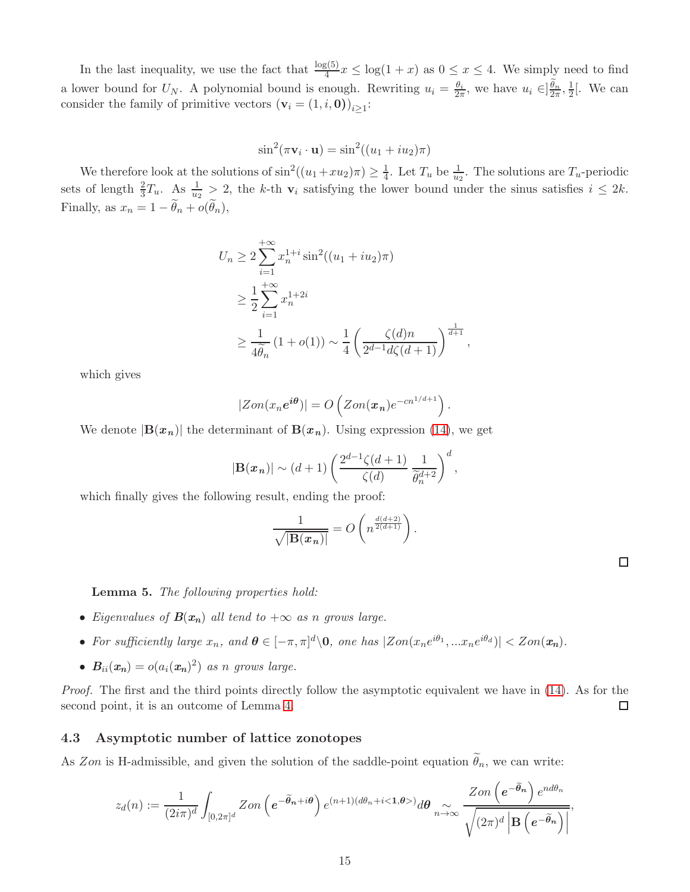In the last inequality, we use the fact that $\frac{\log(5)}{4}x \leq \log(1+x)$ as $0 \leq x \leq 4$. We simply need to find a lower bound for $U_N$. A polynomial bound is enough. Rewriting $u_i = \frac{\theta_i}{2\pi}$, we have $u_i \in ]\frac{\widetilde{\theta}_n}{2\pi}, \frac{1}{2}[$. We can consider the family of primitive vectors $(\mathbf{v}_i = (1, i, \mathbf{0}))_{i \geq 1}$:

$$\sin^2(\pi \mathbf{v}_i \cdot \mathbf{u}) = \sin^2((u_1 + iu_2)\pi)$$

We therefore look at the solutions of $\sin^2((u_1 + xu_2)\pi) \geq \frac{1}{4}$. Let $T_u$ be $\frac{1}{u_2}$. The solutions are $T_u$-periodic sets of length $\frac{2}{3}T_u$. As $\frac{1}{u_2} > 2$, the $k$-th $\mathbf{v}_i$ satisfying the lower bound under the sinus satisfies $i \leq 2k$. Finally, as $x_n = 1 - \widetilde{\theta}_n + o(\widetilde{\theta}_n)$,

$$\begin{aligned}
U_n &\geq 2 \sum_{i=1}^{+\infty} x_n^{1+i} \sin^2((u_1 + iu_2)\pi) \\
&\geq \frac{1}{2} \sum_{i=1}^{+\infty} x_n^{1+2i} \\
&\geq \frac{1}{4\widetilde{\theta}_n}(1 + o(1)) \sim \frac{1}{4}\left(\frac{\zeta(d)n}{2^{d-1}d\zeta(d+1)}\right)^{\frac{1}{d+1}},
\end{aligned}$$

which gives

$$|Zon(x_n \boldsymbol{e}^{i\boldsymbol{\theta}})| = O\left(Zon(\boldsymbol{x_n})e^{-cn^{1/d+1}}\right).$$

We denote $|\mathbf{B}(\boldsymbol{x_n})|$ the determinant of $\mathbf{B}(\boldsymbol{x_n})$. Using expression (14), we get

$$|\mathbf{B}(\boldsymbol{x_n})| \sim (d+1)\left(\frac{2^{d-1}\zeta(d+1)}{\zeta(d)} \frac{1}{\widetilde{\theta}_n^{d+2}}\right)^d,$$

which finally gives the following result, ending the proof:

$$\frac{1}{\sqrt{|\mathbf{B}(\boldsymbol{x_n})|}} = O\left(n^{\frac{d(d+2)}{2(d+1)}}\right).$$

□

**Lemma 5.** *The following properties hold:*

- *Eigenvalues of $\boldsymbol{B}(\boldsymbol{x_n})$ all tend to $+\infty$ as $n$ grows large.*
- *For sufficiently large $x_n$, and $\boldsymbol{\theta} \in [-\pi, \pi]^d \backslash \mathbf{0}$, one has $|Zon(x_n e^{i\theta_1}, \ldots x_n e^{i\theta_d})| < Zon(\boldsymbol{x_n})$.*
- *$\boldsymbol{B}_{ii}(\boldsymbol{x_n}) = o(a_i(\boldsymbol{x_n})^2)$ as $n$ grows large.*

*Proof.* The first and the third points directly follow the asymptotic equivalent we have in (14). As for the second point, it is an outcome of Lemma 4. □

### 4.3 Asymptotic number of lattice zonotopes

As $Zon$ is H-admissible, and given the solution of the saddle-point equation $\widetilde{\theta}_n$, we can write:

$$z_d(n) := \frac{1}{(2i\pi)^d} \int_{[0,2\pi]^d} Zon\left(\boldsymbol{e}^{-\widetilde{\boldsymbol{\theta}}_n + i\boldsymbol{\theta}}\right) e^{(n+1)(d\theta_n + i<\mathbf{1}, \boldsymbol{\theta}>)} d\boldsymbol{\theta} \underset{n \to \infty}{\sim} \frac{Zon\left(\boldsymbol{e}^{-\widetilde{\theta}_n}\right) e^{nd\theta_n}}{\sqrt{(2\pi)^d \left|\mathbf{B}\left(\boldsymbol{e}^{-\widetilde{\theta}_n}\right)\right|}},$$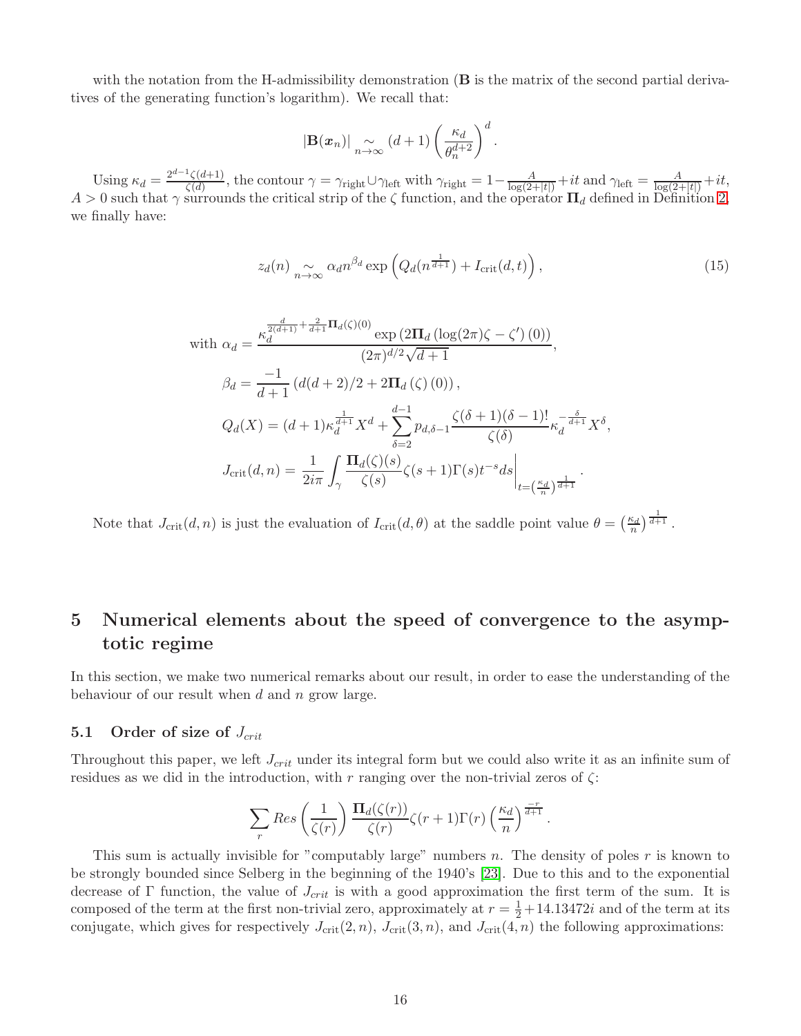with the notation from the H-admissibility demonstration ($\mathbf{B}$ is the matrix of the second partial derivatives of the generating function's logarithm). We recall that:

$$|\mathbf{B}(\boldsymbol{x}_n)| \underset{n\to\infty}{\sim} (d+1)\left(\frac{\kappa_d}{\theta_n^{d+2}}\right)^d.$$

Using $\kappa_d = \frac{2^{d-1}\zeta(d+1)}{\zeta(d)}$, the contour $\gamma = \gamma_{\text{right}} \cup \gamma_{\text{left}}$ with $\gamma_{\text{right}} = 1 - \frac{A}{\log(2+|t|)} + it$ and $\gamma_{\text{left}} = \frac{A}{\log(2+|t|)} + it$, $A > 0$ such that $\gamma$ surrounds the critical strip of the $\zeta$ function, and the operator $\mathbf{\Pi}_d$ defined in Definition 2, we finally have:

$$z_d(n) \underset{n\to\infty}{\sim} \alpha_d n^{\beta_d} \exp\left(Q_d(n^{\frac{1}{d+1}}) + I_{\text{crit}}(d,t)\right), \tag{15}$$

$$\begin{aligned}
\text{with } \alpha_d &= \frac{\kappa_d^{\frac{d}{2(d+1)} + \frac{2}{d+1}\mathbf{\Pi}_d(\zeta)(0)} \exp\left(2\mathbf{\Pi}_d\left(\log(2\pi)\zeta - \zeta'\right)(0)\right)}{(2\pi)^{d/2}\sqrt{d+1}},\\
\beta_d &= \frac{-1}{d+1}\left(d(d+2)/2 + 2\mathbf{\Pi}_d\left(\zeta\right)(0)\right),\\
Q_d(X) &= (d+1)\kappa_d^{\frac{1}{d+1}} X^d + \sum_{\delta=2}^{d-1} p_{d,\delta-1}\frac{\zeta(\delta+1)(\delta-1)!}{\zeta(\delta)}\kappa_d^{-\frac{\delta}{d+1}} X^\delta,\\
J_{\text{crit}}(d,n) &= \frac{1}{2i\pi}\int_\gamma \frac{\mathbf{\Pi}_d(\zeta)(s)}{\zeta(s)}\zeta(s+1)\Gamma(s)t^{-s}ds\bigg|_{t=\left(\frac{\kappa_d}{n}\right)^{\frac{1}{d+1}}}.
\end{aligned}$$

Note that $J_{\text{crit}}(d,n)$ is just the evaluation of $I_{\text{crit}}(d,\theta)$ at the saddle point value $\theta = \left(\frac{\kappa_d}{n}\right)^{\frac{1}{d+1}}$.

# 5 Numerical elements about the speed of convergence to the asymptotic regime

In this section, we make two numerical remarks about our result, in order to ease the understanding of the behaviour of our result when $d$ and $n$ grow large.

## 5.1 Order of size of $J_{crit}$

Throughout this paper, we left $J_{crit}$ under its integral form but we could also write it as an infinite sum of residues as we did in the introduction, with $r$ ranging over the non-trivial zeros of $\zeta$:

$$\sum_r Res\left(\frac{1}{\zeta(r)}\right)\frac{\mathbf{\Pi}_d(\zeta(r))}{\zeta(r)}\zeta(r+1)\Gamma(r)\left(\frac{\kappa_d}{n}\right)^{\frac{-r}{d+1}}.$$

This sum is actually invisible for "computably large" numbers $n$. The density of poles $r$ is known to be strongly bounded since Selberg in the beginning of the 1940's [23]. Due to this and to the exponential decrease of $\Gamma$ function, the value of $J_{crit}$ is with a good approximation the first term of the sum. It is composed of the term at the first non-trivial zero, approximately at $r = \frac{1}{2} + 14.13472i$ and of the term at its conjugate, which gives for respectively $J_{\text{crit}}(2,n)$, $J_{\text{crit}}(3,n)$, and $J_{\text{crit}}(4,n)$ the following approximations: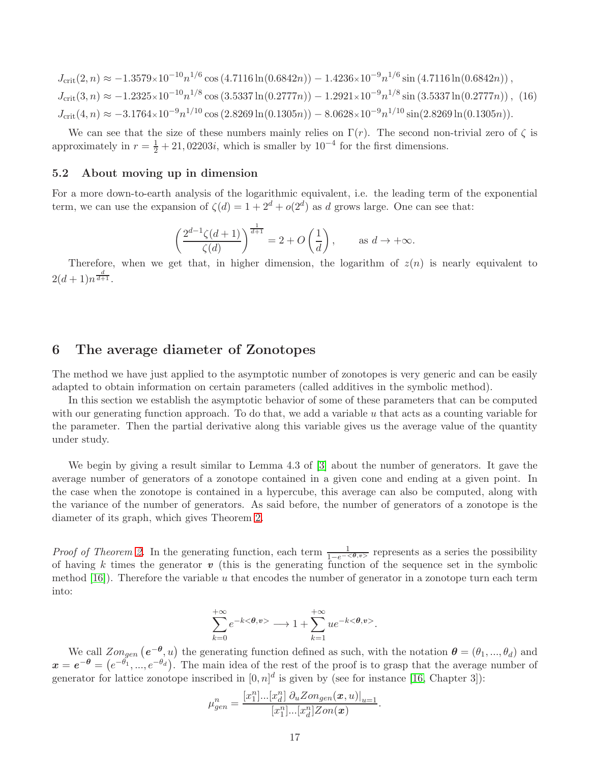$$
\begin{aligned}
J_{\mathrm{crit}}(2,n) &\approx -1.3579{\times}10^{-10} n^{1/6}\cos\left(4.7116\ln(0.6842n)\right) - 1.4236{\times}10^{-9} n^{1/6}\sin\left(4.7116\ln(0.6842n)\right),\\
J_{\mathrm{crit}}(3,n) &\approx -1.2325{\times}10^{-10} n^{1/8}\cos\left(3.5337\ln(0.2777n)\right) - 1.2921{\times}10^{-9} n^{1/8}\sin\left(3.5337\ln(0.2777n)\right),\\
J_{\mathrm{crit}}(4,n) &\approx -3.1764{\times}10^{-9} n^{1/10}\cos\left(2.8269\ln(0.1305n)\right) - 8.0628{\times}10^{-9} n^{1/10}\sin(2.8269\ln(0.1305n)).
\end{aligned}
\tag{16}
$$

We can see that the size of these numbers mainly relies on $\Gamma(r)$. The second non-trivial zero of $\zeta$ is approximately in $r = \frac{1}{2} + 21,02203i$, which is smaller by $10^{-4}$ for the first dimensions.

### 5.2 About moving up in dimension

For a more down-to-earth analysis of the logarithmic equivalent, i.e. the leading term of the exponential term, we can use the expansion of $\zeta(d) = 1 + 2^d + o(2^d)$ as $d$ grows large. One can see that:

$$
\left(\frac{2^{d-1}\zeta(d+1)}{\zeta(d)}\right)^{\frac{1}{d+1}} = 2 + O\left(\frac{1}{d}\right), \qquad \text{as } d \to +\infty.
$$

Therefore, when we get that, in higher dimension, the logarithm of $z(n)$ is nearly equivalent to $2(d+1)n^{\frac{d}{d+1}}$.

## 6 The average diameter of Zonotopes

The method we have just applied to the asymptotic number of zonotopes is very generic and can be easily adapted to obtain information on certain parameters (called additives in the symbolic method).

In this section we establish the asymptotic behavior of some of these parameters that can be computed with our generating function approach. To do that, we add a variable $u$ that acts as a counting variable for the parameter. Then the partial derivative along this variable gives us the average value of the quantity under study.

We begin by giving a result similar to Lemma 4.3 of [3] about the number of generators. It gave the average number of generators of a zonotope contained in a given cone and ending at a given point. In the case when the zonotope is contained in a hypercube, this average can also be computed, along with the variance of the number of generators. As said before, the number of generators of a zonotope is the diameter of its graph, which gives Theorem 2.

*Proof of Theorem 2.* In the generating function, each term $\frac{1}{1-e^{-<\boldsymbol{\theta},\boldsymbol{v}>}}$ represents as a series the possibility of having $k$ times the generator $\boldsymbol{v}$ (this is the generating function of the sequence set in the symbolic method [16]). Therefore the variable $u$ that encodes the number of generator in a zonotope turn each term into:

$$
\sum_{k=0}^{+\infty} e^{-k<\boldsymbol{\theta},\boldsymbol{v}>} \longrightarrow 1 + \sum_{k=1}^{+\infty} u e^{-k<\boldsymbol{\theta},\boldsymbol{v}>}.
$$

We call $Zon_{gen}\left(\boldsymbol{e^{-\theta}}, u\right)$ the generating function defined as such, with the notation $\boldsymbol{\theta} = (\theta_1, ..., \theta_d)$ and $\boldsymbol{x} = \boldsymbol{e^{-\theta}} = \left(e^{-\theta_1}, ..., e^{-\theta_d}\right)$. The main idea of the rest of the proof is to grasp that the average number of generator for lattice zonotope inscribed in $[0,n]^d$ is given by (see for instance [16, Chapter 3]):

$$
\mu_{gen}^n = \frac{[x_1^n]...[x_d^n]\ \partial_u Zon_{gen}(\boldsymbol{x},u)|_{u=1}}{[x_1^n]...[x_d^n] Zon(\boldsymbol{x})}.
$$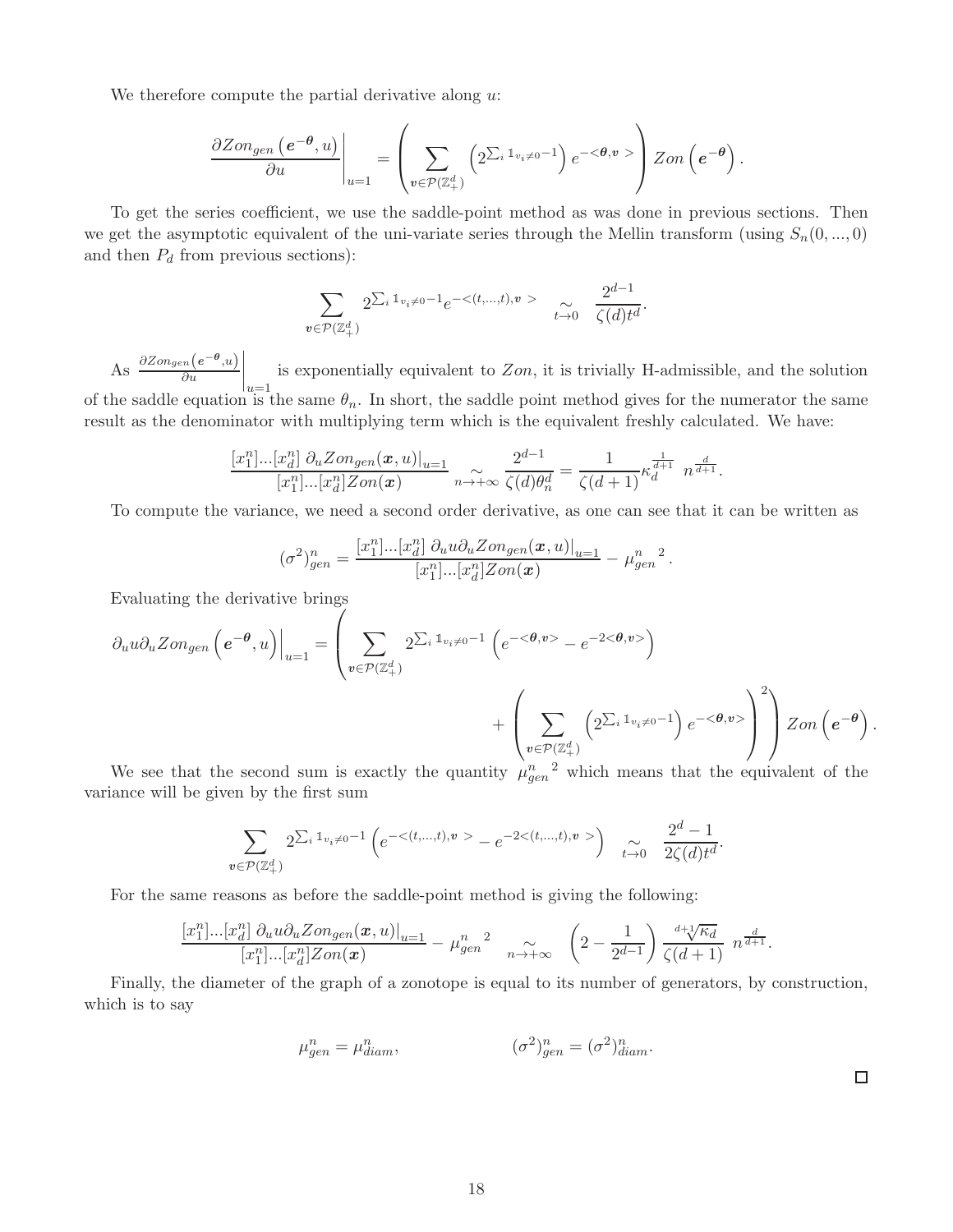We therefore compute the partial derivative along $u$:

$$\left.\frac{\partial Zon_{gen}\left(\boldsymbol{e}^{-\boldsymbol{\theta}}, u\right)}{\partial u}\right|_{u=1} = \left(\sum_{\boldsymbol{v}\in\mathcal{P}(\mathbb{Z}_+^d)} \left(2^{\sum_i \mathbb{1}_{v_i\neq 0}-1}\right) e^{-<\boldsymbol{\theta},\boldsymbol{v}>}\right) Zon\left(\boldsymbol{e}^{-\boldsymbol{\theta}}\right).$$

To get the series coefficient, we use the saddle-point method as was done in previous sections. Then we get the asymptotic equivalent of the uni-variate series through the Mellin transform (using $S_n(0,...,0)$ and then $P_d$ from previous sections):

$$\sum_{\boldsymbol{v}\in\mathcal{P}(\mathbb{Z}_+^d)} 2^{\sum_i \mathbb{1}_{v_i\neq 0}-1} e^{-<(t,...,t),\boldsymbol{v}>} \underset{t\to 0}{\sim} \frac{2^{d-1}}{\zeta(d)t^d}.$$

As $\left.\frac{\partial Zon_{gen}\left(\boldsymbol{e}^{-\boldsymbol{\theta}},u\right)}{\partial u}\right|_{u=1}$ is exponentially equivalent to $Zon$, it is trivially H-admissible, and the solution of the saddle equation is the same $\theta_n$. In short, the saddle point method gives for the numerator the same result as the denominator with multiplying term which is the equivalent freshly calculated. We have:

$$\frac{[x_1^n]...[x_d^n]\ \partial_u Zon_{gen}(\boldsymbol{x},u)|_{u=1}}{[x_1^n]...[x_d^n] Zon(\boldsymbol{x})} \underset{n\to+\infty}{\sim} \frac{2^{d-1}}{\zeta(d)\theta_n^d} = \frac{1}{\zeta(d+1)}\kappa_d^{\frac{1}{d+1}}\ n^{\frac{d}{d+1}}.$$

To compute the variance, we need a second order derivative, as one can see that it can be written as

$$(\sigma^2)_{gen}^n = \frac{[x_1^n]...[x_d^n]\ \partial_u u\partial_u Zon_{gen}(\boldsymbol{x},u)|_{u=1}}{[x_1^n]...[x_d^n] Zon(\boldsymbol{x})} - {\mu_{gen}^n}^2.$$

Evaluating the derivative brings

$$\left.\partial_u u\partial_u Zon_{gen}\left(\boldsymbol{e}^{-\boldsymbol{\theta}},u\right)\right|_{u=1} = \left(\sum_{\boldsymbol{v}\in\mathcal{P}(\mathbb{Z}_+^d)} 2^{\sum_i \mathbb{1}_{v_i\neq 0}-1}\left(e^{-<\boldsymbol{\theta},\boldsymbol{v}>} - e^{-2<\boldsymbol{\theta},\boldsymbol{v}>}\right) + \left(\sum_{\boldsymbol{v}\in\mathcal{P}(\mathbb{Z}_+^d)} \left(2^{\sum_i \mathbb{1}_{v_i\neq 0}-1}\right) e^{-<\boldsymbol{\theta},\boldsymbol{v}>}\right)^2\right) Zon\left(\boldsymbol{e}^{-\boldsymbol{\theta}}\right).$$

We see that the second sum is exactly the quantity ${\mu_{gen}^n}^2$ which means that the equivalent of the variance will be given by the first sum

$$\sum_{\boldsymbol{v}\in\mathcal{P}(\mathbb{Z}_+^d)} 2^{\sum_i \mathbb{1}_{v_i\neq 0}-1}\left(e^{-<(t,...,t),\boldsymbol{v}>} - e^{-2<(t,...,t),\boldsymbol{v}>}\right) \underset{t\to 0}{\sim} \frac{2^d-1}{2\zeta(d)t^d}.$$

For the same reasons as before the saddle-point method is giving the following:

$$\frac{[x_1^n]...[x_d^n]\ \partial_u u\partial_u Zon_{gen}(\boldsymbol{x},u)|_{u=1}}{[x_1^n]...[x_d^n] Zon(\boldsymbol{x})} - {\mu_{gen}^n}^2 \underset{n\to+\infty}{\sim} \left(2 - \frac{1}{2^{d-1}}\right)\frac{\sqrt[d+1]{\kappa_d}}{\zeta(d+1)}\ n^{\frac{d}{d+1}}.$$

Finally, the diameter of the graph of a zonotope is equal to its number of generators, by construction, which is to say

$$\mu_{gen}^n = \mu_{diam}^n, \qquad\qquad (\sigma^2)_{gen}^n = (\sigma^2)_{diam}^n.$$

□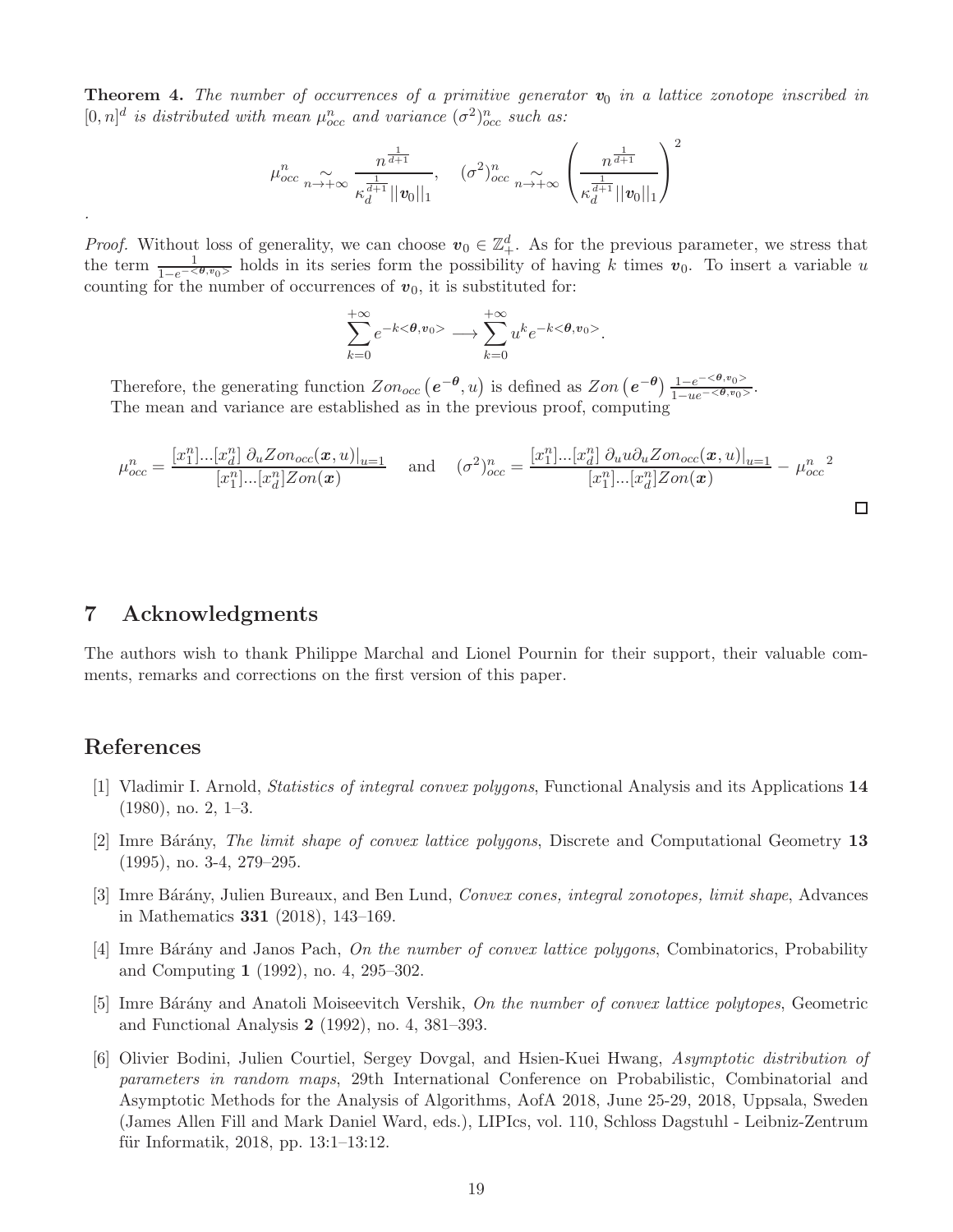**Theorem 4.** *The number of occurrences of a primitive generator $\boldsymbol{v}_0$ in a lattice zonotope inscribed in $[0,n]^d$ is distributed with mean $\mu_{occ}^n$ and variance $(\sigma^2)_{occ}^n$ such as:*

$$\mu_{occ}^n \underset{n\to+\infty}{\sim} \frac{n^{\frac{1}{d+1}}}{\kappa_d^{\frac{1}{d+1}}||\boldsymbol{v}_0||_1}, \quad (\sigma^2)_{occ}^n \underset{n\to+\infty}{\sim} \left(\frac{n^{\frac{1}{d+1}}}{\kappa_d^{\frac{1}{d+1}}||\boldsymbol{v}_0||_1}\right)^2$$

.

*Proof.* Without loss of generality, we can choose $\boldsymbol{v}_0 \in \mathbb{Z}_+^d$. As for the previous parameter, we stress that the term $\frac{1}{1-e^{-<\boldsymbol{\theta},\boldsymbol{v}_0>}}$ holds in its series form the possibility of having $k$ times $\boldsymbol{v}_0$. To insert a variable $u$ counting for the number of occurrences of $\boldsymbol{v}_0$, it is substituted for:

$$\sum_{k=0}^{+\infty} e^{-k<\boldsymbol{\theta},\boldsymbol{v}_0>} \longrightarrow \sum_{k=0}^{+\infty} u^k e^{-k<\boldsymbol{\theta},\boldsymbol{v}_0>}.$$

Therefore, the generating function $Zon_{occ}\left(\boldsymbol{e}^{-\boldsymbol{\theta}}, u\right)$ is defined as $Zon\left(\boldsymbol{e}^{-\boldsymbol{\theta}}\right)\frac{1-e^{-<\boldsymbol{\theta},\boldsymbol{v}_0>}}{1-ue^{-<\boldsymbol{\theta},\boldsymbol{v}_0>}}$.
The mean and variance are established as in the previous proof, computing

$$\mu_{occ}^n = \frac{[x_1^n]...[x_d^n]\ \partial_u Zon_{occ}(\boldsymbol{x},u)|_{u=1}}{[x_1^n]...[x_d^n]Zon(\boldsymbol{x})} \quad \text{and} \quad (\sigma^2)_{occ}^n = \frac{[x_1^n]...[x_d^n]\ \partial_u u \partial_u Zon_{occ}(\boldsymbol{x},u)|_{u=1}}{[x_1^n]...[x_d^n]Zon(\boldsymbol{x})} - {\mu_{occ}^n}^2$$

□

## 7 Acknowledgments

The authors wish to thank Philippe Marchal and Lionel Pournin for their support, their valuable comments, remarks and corrections on the first version of this paper.

## References

[1] Vladimir I. Arnold, *Statistics of integral convex polygons*, Functional Analysis and its Applications **14** (1980), no. 2, 1–3.

[2] Imre Bárány, *The limit shape of convex lattice polygons*, Discrete and Computational Geometry **13** (1995), no. 3-4, 279–295.

[3] Imre Bárány, Julien Bureaux, and Ben Lund, *Convex cones, integral zonotopes, limit shape*, Advances in Mathematics **331** (2018), 143–169.

[4] Imre Bárány and Janos Pach, *On the number of convex lattice polygons*, Combinatorics, Probability and Computing **1** (1992), no. 4, 295–302.

[5] Imre Bárány and Anatoli Moiseevitch Vershik, *On the number of convex lattice polytopes*, Geometric and Functional Analysis **2** (1992), no. 4, 381–393.

[6] Olivier Bodini, Julien Courtiel, Sergey Dovgal, and Hsien-Kuei Hwang, *Asymptotic distribution of parameters in random maps*, 29th International Conference on Probabilistic, Combinatorial and Asymptotic Methods for the Analysis of Algorithms, AofA 2018, June 25-29, 2018, Uppsala, Sweden (James Allen Fill and Mark Daniel Ward, eds.), LIPIcs, vol. 110, Schloss Dagstuhl - Leibniz-Zentrum für Informatik, 2018, pp. 13:1–13:12.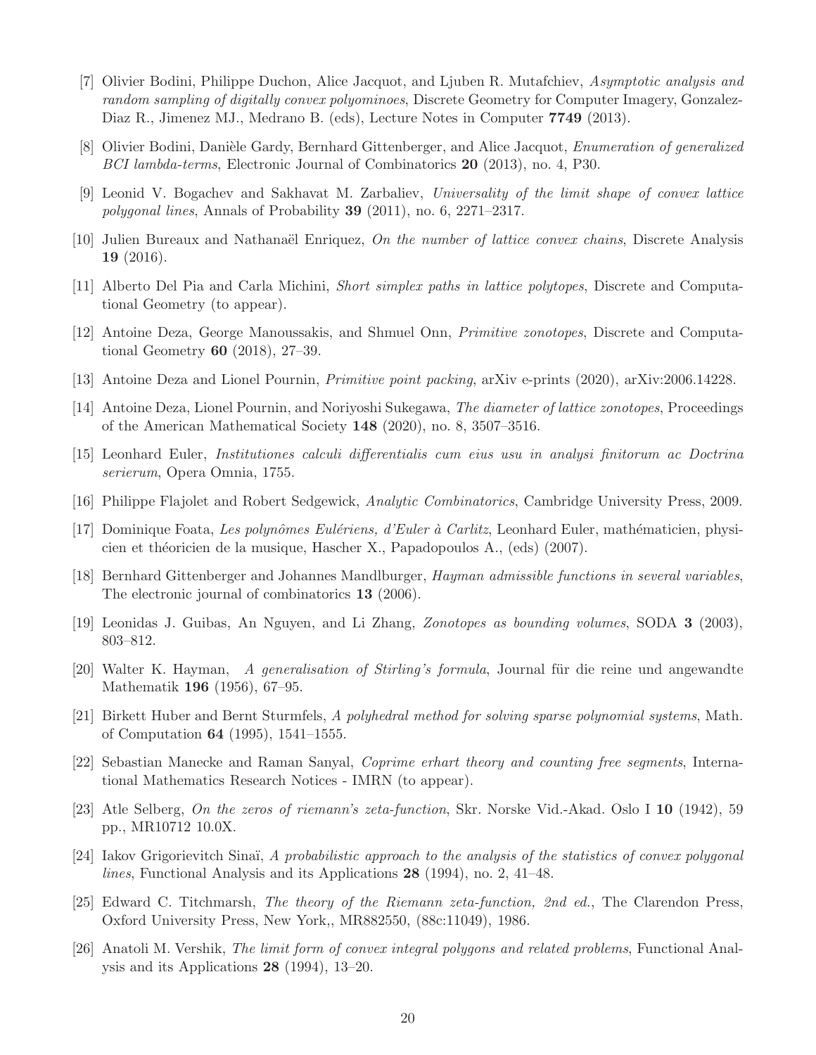[7] Olivier Bodini, Philippe Duchon, Alice Jacquot, and Ljuben R. Mutafchiev, *Asymptotic analysis and random sampling of digitally convex polyominoes*, Discrete Geometry for Computer Imagery, Gonzalez-Diaz R., Jimenez MJ., Medrano B. (eds), Lecture Notes in Computer **7749** (2013).

[8] Olivier Bodini, Danièle Gardy, Bernhard Gittenberger, and Alice Jacquot, *Enumeration of generalized BCI lambda-terms*, Electronic Journal of Combinatorics **20** (2013), no. 4, P30.

[9] Leonid V. Bogachev and Sakhavat M. Zarbaliev, *Universality of the limit shape of convex lattice polygonal lines*, Annals of Probability **39** (2011), no. 6, 2271–2317.

[10] Julien Bureaux and Nathanaël Enriquez, *On the number of lattice convex chains*, Discrete Analysis **19** (2016).

[11] Alberto Del Pia and Carla Michini, *Short simplex paths in lattice polytopes*, Discrete and Computational Geometry (to appear).

[12] Antoine Deza, George Manoussakis, and Shmuel Onn, *Primitive zonotopes*, Discrete and Computational Geometry **60** (2018), 27–39.

[13] Antoine Deza and Lionel Pournin, *Primitive point packing*, arXiv e-prints (2020), arXiv:2006.14228.

[14] Antoine Deza, Lionel Pournin, and Noriyoshi Sukegawa, *The diameter of lattice zonotopes*, Proceedings of the American Mathematical Society **148** (2020), no. 8, 3507–3516.

[15] Leonhard Euler, *Institutiones calculi differentialis cum eius usu in analysi finitorum ac Doctrina serierum*, Opera Omnia, 1755.

[16] Philippe Flajolet and Robert Sedgewick, *Analytic Combinatorics*, Cambridge University Press, 2009.

[17] Dominique Foata, *Les polynômes Eulériens, d'Euler à Carlitz*, Leonhard Euler, mathématicien, physicien et théoricien de la musique, Hascher X., Papadopoulos A., (eds) (2007).

[18] Bernhard Gittenberger and Johannes Mandlburger, *Hayman admissible functions in several variables*, The electronic journal of combinatorics **13** (2006).

[19] Leonidas J. Guibas, An Nguyen, and Li Zhang, *Zonotopes as bounding volumes*, SODA **3** (2003), 803–812.

[20] Walter K. Hayman, *A generalisation of Stirling's formula*, Journal für die reine und angewandte Mathematik **196** (1956), 67–95.

[21] Birkett Huber and Bernt Sturmfels, *A polyhedral method for solving sparse polynomial systems*, Math. of Computation **64** (1995), 1541–1555.

[22] Sebastian Manecke and Raman Sanyal, *Coprime erhart theory and counting free segments*, International Mathematics Research Notices - IMRN (to appear).

[23] Atle Selberg, *On the zeros of riemann's zeta-function*, Skr. Norske Vid.-Akad. Oslo I **10** (1942), 59 pp., MR10712 10.0X.

[24] Iakov Grigorievitch Sinaï, *A probabilistic approach to the analysis of the statistics of convex polygonal lines*, Functional Analysis and its Applications **28** (1994), no. 2, 41–48.

[25] Edward C. Titchmarsh, *The theory of the Riemann zeta-function, 2nd ed.*, The Clarendon Press, Oxford University Press, New York,, MR882550, (88c:11049), 1986.

[26] Anatoli M. Vershik, *The limit form of convex integral polygons and related problems*, Functional Analysis and its Applications **28** (1994), 13–20.